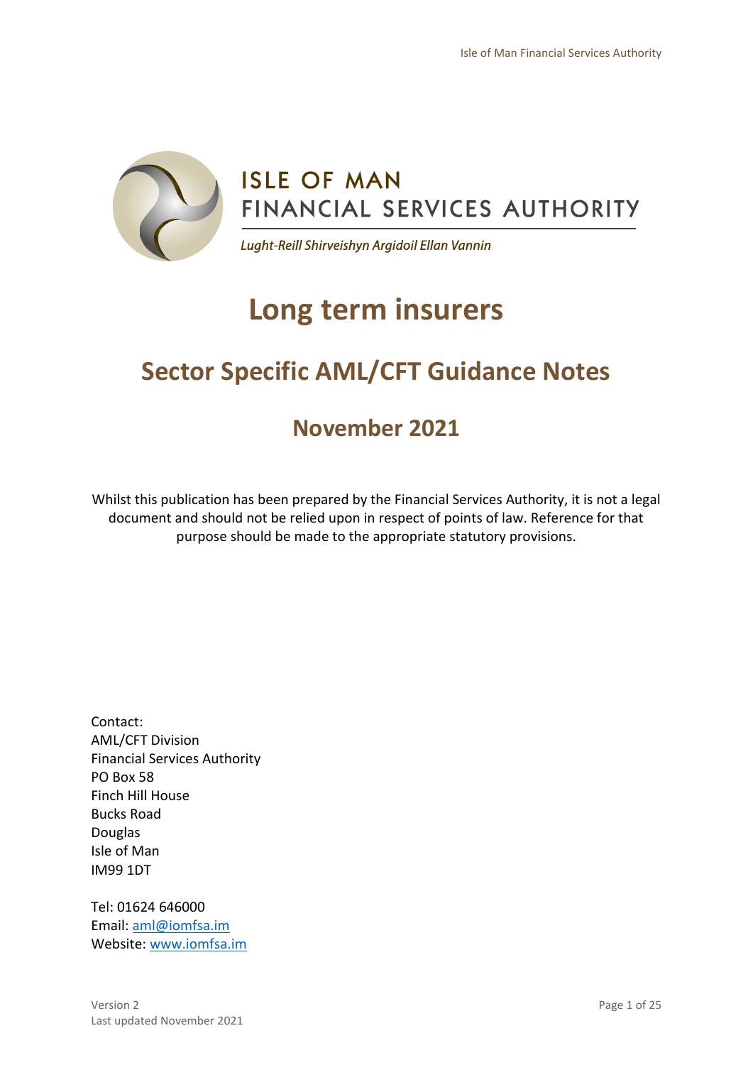ISLE OF MAN
FINANCIAL SERVICES AUTHORITY

*Lught-Reill Shirveishyn Argidoil Ellan Vannin*

# Long term insurers

## Sector Specific AML/CFT Guidance Notes

### November 2021

Whilst this publication has been prepared by the Financial Services Authority, it is not a legal document and should not be relied upon in respect of points of law. Reference for that purpose should be made to the appropriate statutory provisions.

Contact:
AML/CFT Division
Financial Services Authority
PO Box 58
Finch Hill House
Bucks Road
Douglas
Isle of Man
IM99 1DT

Tel: 01624 646000
Email: aml@iomfsa.im
Website: www.iomfsa.im

Version 2
Last updated November 2021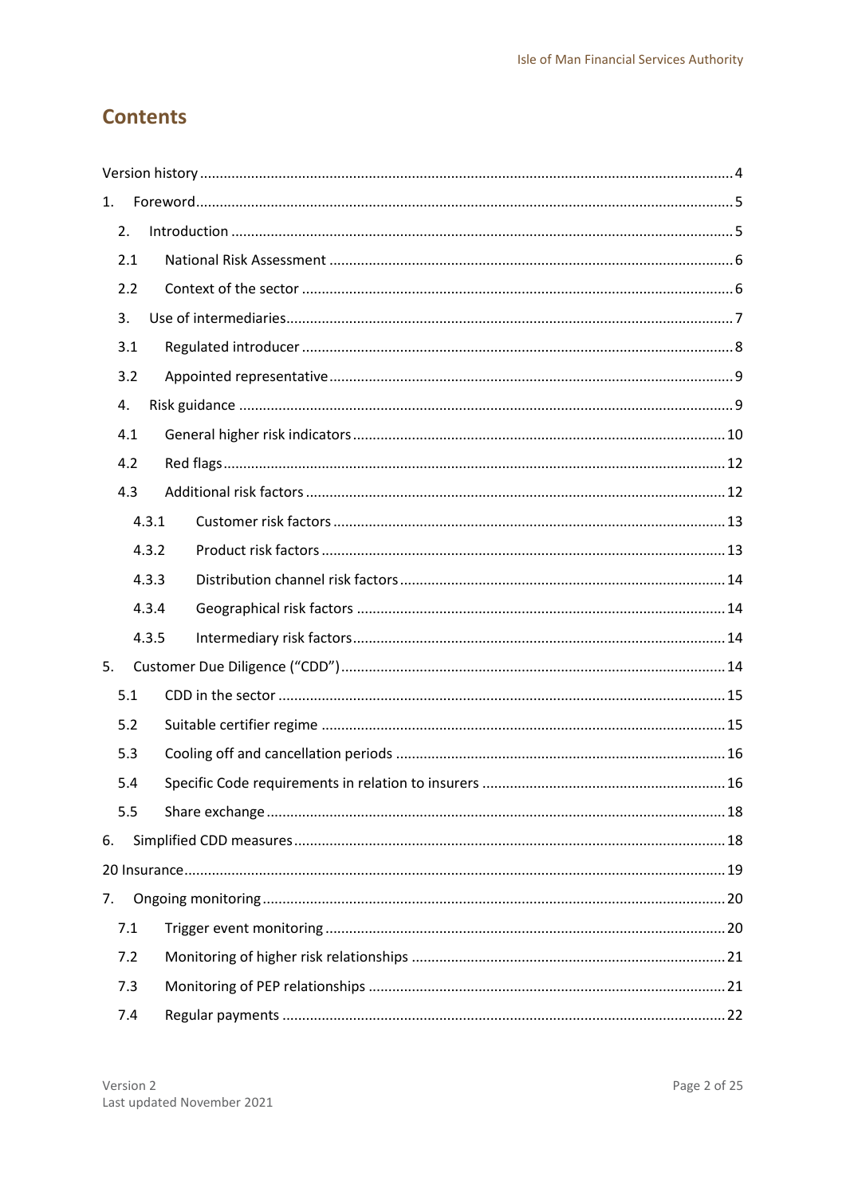# Contents

Version history ........................................................................ 4

1. Foreword ........................................................................ 5

2. Introduction ........................................................................ 5

2.1 National Risk Assessment ........................................................................ 6

2.2 Context of the sector ........................................................................ 6

3. Use of intermediaries ........................................................................ 7

3.1 Regulated introducer ........................................................................ 8

3.2 Appointed representative ........................................................................ 9

4. Risk guidance ........................................................................ 9

4.1 General higher risk indicators ........................................................................ 10

4.2 Red flags ........................................................................ 12

4.3 Additional risk factors ........................................................................ 12

4.3.1 Customer risk factors ........................................................................ 13

4.3.2 Product risk factors ........................................................................ 13

4.3.3 Distribution channel risk factors ........................................................................ 14

4.3.4 Geographical risk factors ........................................................................ 14

4.3.5 Intermediary risk factors ........................................................................ 14

5. Customer Due Diligence (“CDD”) ........................................................................ 14

5.1 CDD in the sector ........................................................................ 15

5.2 Suitable certifier regime ........................................................................ 15

5.3 Cooling off and cancellation periods ........................................................................ 16

5.4 Specific Code requirements in relation to insurers ........................................................................ 16

5.5 Share exchange ........................................................................ 18

6. Simplified CDD measures ........................................................................ 18

20 Insurance ........................................................................ 19

7. Ongoing monitoring ........................................................................ 20

7.1 Trigger event monitoring ........................................................................ 20

7.2 Monitoring of higher risk relationships ........................................................................ 21

7.3 Monitoring of PEP relationships ........................................................................ 21

7.4 Regular payments ........................................................................ 22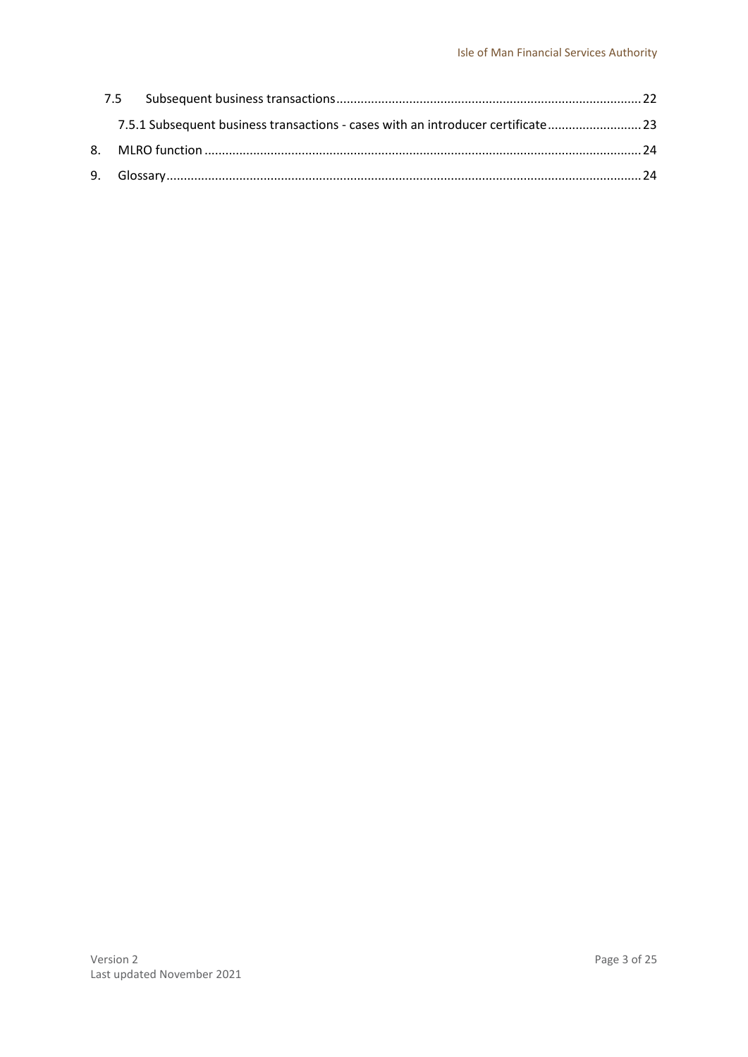7.5 Subsequent business transactions ........ 22

7.5.1 Subsequent business transactions - cases with an introducer certificate ........ 23

8. MLRO function ........ 24

9. Glossary ........ 24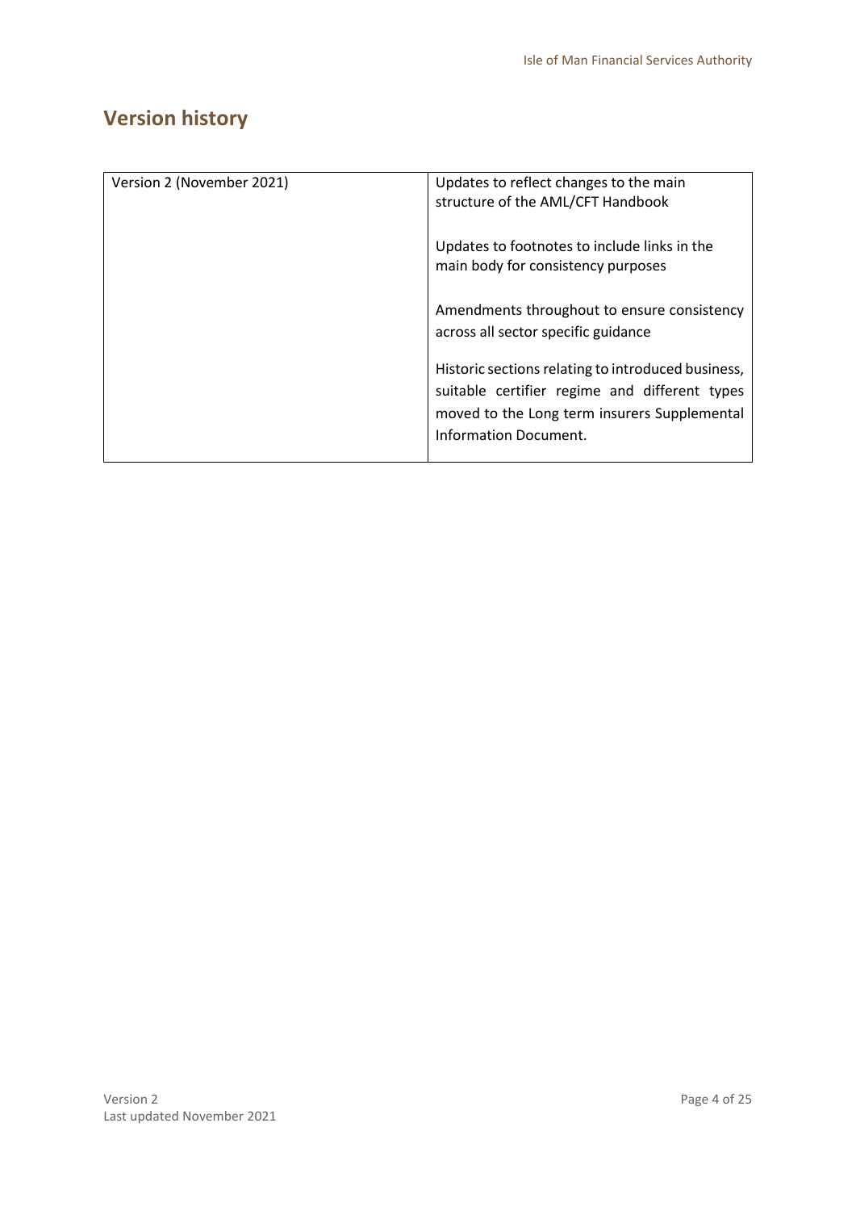## Version history

| Version 2 (November 2021) | Updates to reflect changes to the main structure of the AML/CFT Handbook<br><br>Updates to footnotes to include links in the main body for consistency purposes<br><br>Amendments throughout to ensure consistency across all sector specific guidance<br><br>Historic sections relating to introduced business, suitable certifier regime and different types moved to the Long term insurers Supplemental Information Document. |
|---|---|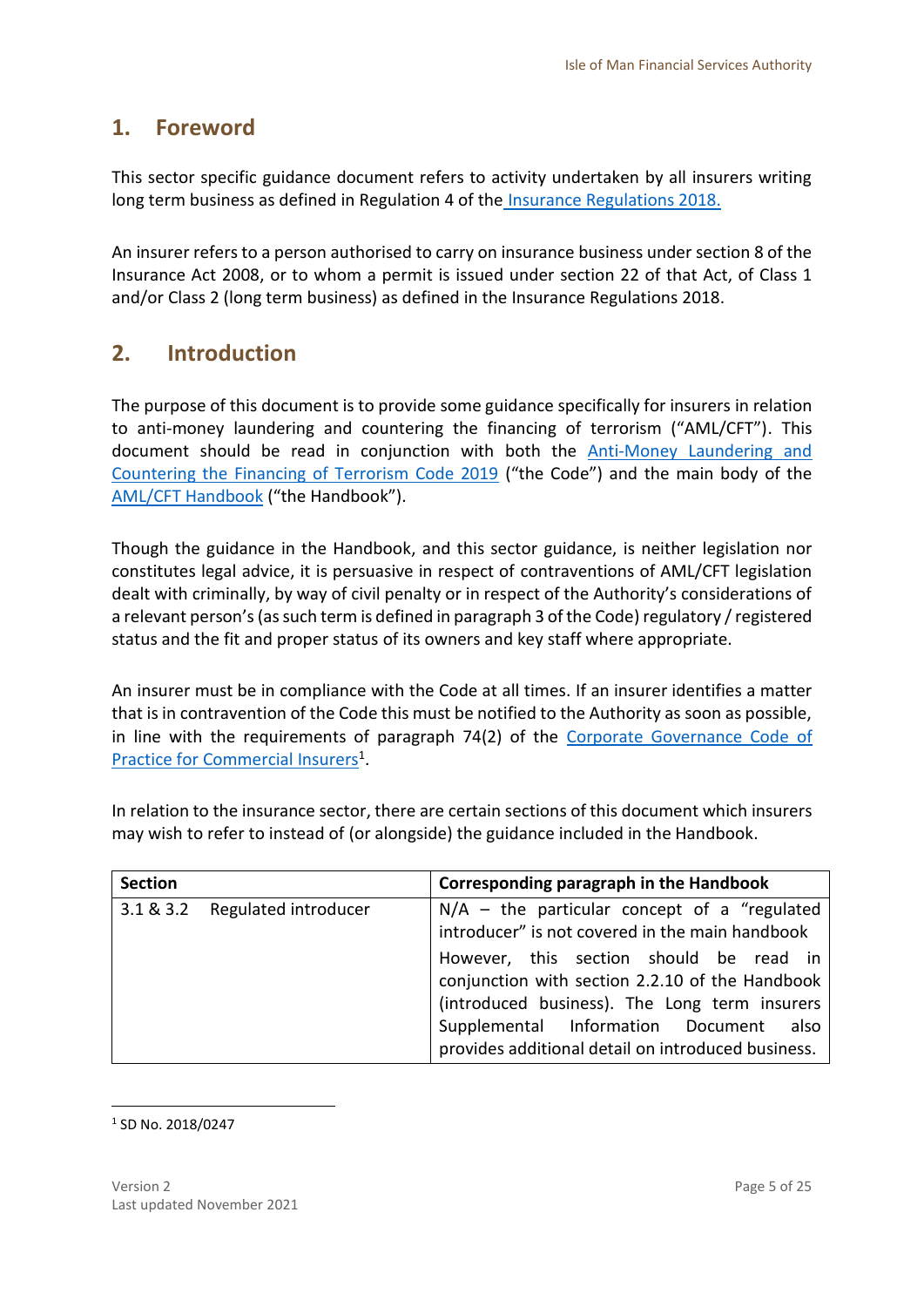## 1. Foreword

This sector specific guidance document refers to activity undertaken by all insurers writing long term business as defined in Regulation 4 of the Insurance Regulations 2018.

An insurer refers to a person authorised to carry on insurance business under section 8 of the Insurance Act 2008, or to whom a permit is issued under section 22 of that Act, of Class 1 and/or Class 2 (long term business) as defined in the Insurance Regulations 2018.

## 2. Introduction

The purpose of this document is to provide some guidance specifically for insurers in relation to anti-money laundering and countering the financing of terrorism ("AML/CFT"). This document should be read in conjunction with both the Anti-Money Laundering and Countering the Financing of Terrorism Code 2019 ("the Code") and the main body of the AML/CFT Handbook ("the Handbook").

Though the guidance in the Handbook, and this sector guidance, is neither legislation nor constitutes legal advice, it is persuasive in respect of contraventions of AML/CFT legislation dealt with criminally, by way of civil penalty or in respect of the Authority's considerations of a relevant person's (as such term is defined in paragraph 3 of the Code) regulatory / registered status and the fit and proper status of its owners and key staff where appropriate.

An insurer must be in compliance with the Code at all times. If an insurer identifies a matter that is in contravention of the Code this must be notified to the Authority as soon as possible, in line with the requirements of paragraph 74(2) of the Corporate Governance Code of Practice for Commercial Insurers[1].

In relation to the insurance sector, there are certain sections of this document which insurers may wish to refer to instead of (or alongside) the guidance included in the Handbook.

| Section | Corresponding paragraph in the Handbook |
|---|---|
| 3.1 & 3.2 Regulated introducer | N/A – the particular concept of a "regulated introducer" is not covered in the main handbook<br>However, this section should be read in conjunction with section 2.2.10 of the Handbook (introduced business). The Long term insurers Supplemental Information Document also provides additional detail on introduced business. |

[1] SD No. 2018/0247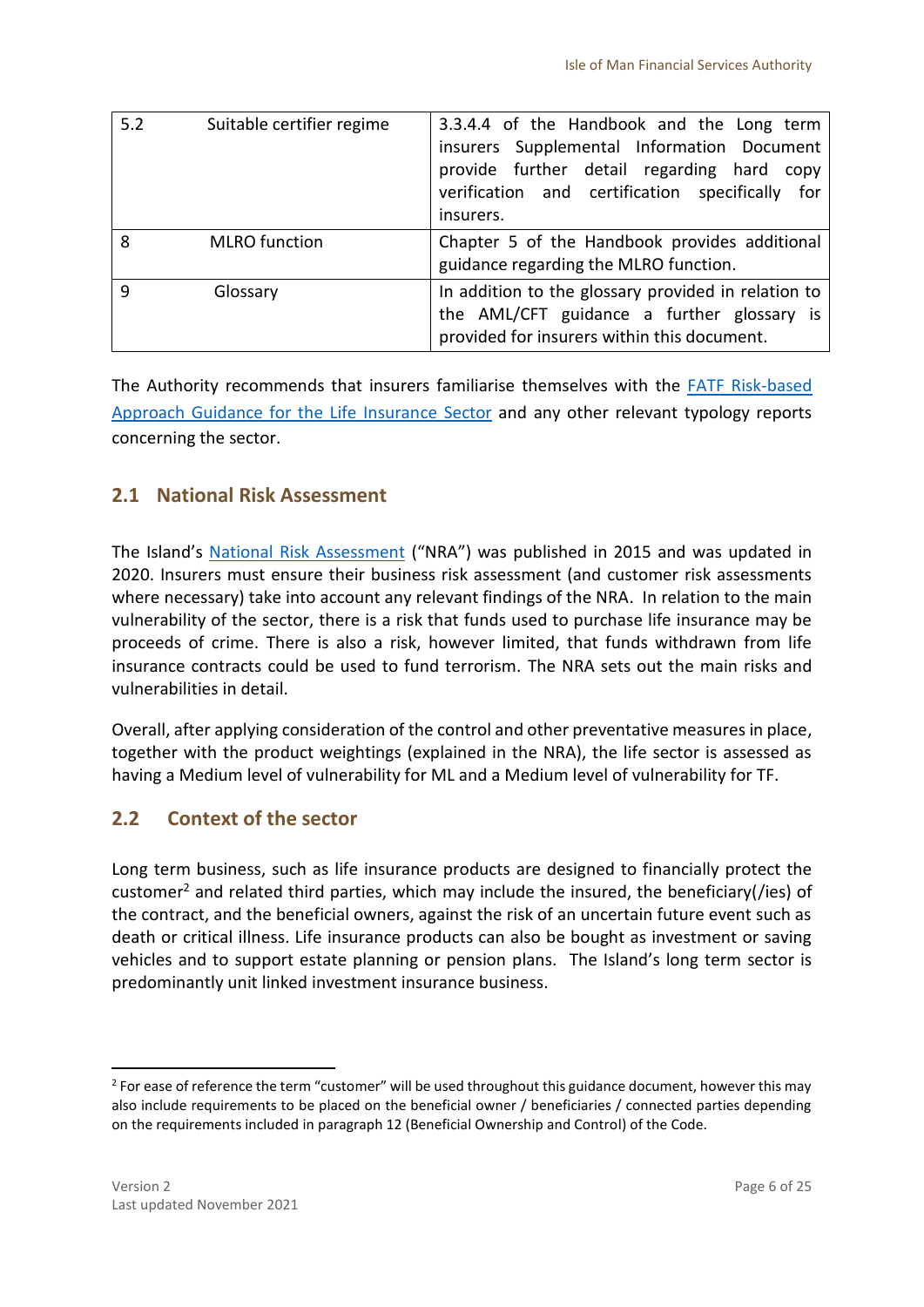| 5.2 | Suitable certifier regime | 3.3.4.4 of the Handbook and the Long term insurers Supplemental Information Document provide further detail regarding hard copy verification and certification specifically for insurers. |
|---|---|---|
| 8 | MLRO function | Chapter 5 of the Handbook provides additional guidance regarding the MLRO function. |
| 9 | Glossary | In addition to the glossary provided in relation to the AML/CFT guidance a further glossary is provided for insurers within this document. |

The Authority recommends that insurers familiarise themselves with the FATF Risk-based Approach Guidance for the Life Insurance Sector and any other relevant typology reports concerning the sector.

## 2.1 National Risk Assessment

The Island's National Risk Assessment ("NRA") was published in 2015 and was updated in 2020. Insurers must ensure their business risk assessment (and customer risk assessments where necessary) take into account any relevant findings of the NRA. In relation to the main vulnerability of the sector, there is a risk that funds used to purchase life insurance may be proceeds of crime. There is also a risk, however limited, that funds withdrawn from life insurance contracts could be used to fund terrorism. The NRA sets out the main risks and vulnerabilities in detail.

Overall, after applying consideration of the control and other preventative measures in place, together with the product weightings (explained in the NRA), the life sector is assessed as having a Medium level of vulnerability for ML and a Medium level of vulnerability for TF.

## 2.2 Context of the sector

Long term business, such as life insurance products are designed to financially protect the customer[2] and related third parties, which may include the insured, the beneficiary(/ies) of the contract, and the beneficial owners, against the risk of an uncertain future event such as death or critical illness. Life insurance products can also be bought as investment or saving vehicles and to support estate planning or pension plans. The Island's long term sector is predominantly unit linked investment insurance business.

[2] For ease of reference the term "customer" will be used throughout this guidance document, however this may also include requirements to be placed on the beneficial owner / beneficiaries / connected parties depending on the requirements included in paragraph 12 (Beneficial Ownership and Control) of the Code.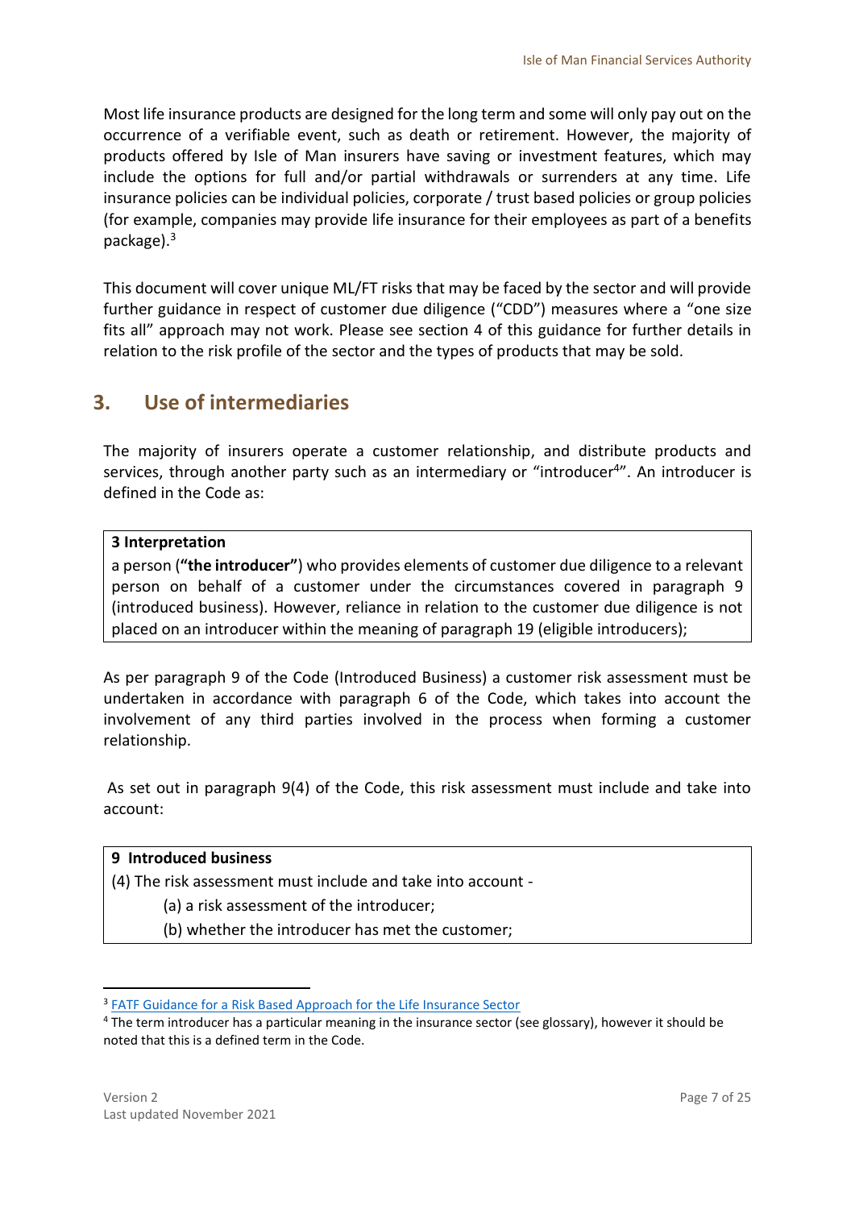Most life insurance products are designed for the long term and some will only pay out on the occurrence of a verifiable event, such as death or retirement. However, the majority of products offered by Isle of Man insurers have saving or investment features, which may include the options for full and/or partial withdrawals or surrenders at any time. Life insurance policies can be individual policies, corporate / trust based policies or group policies (for example, companies may provide life insurance for their employees as part of a benefits package).[3]

This document will cover unique ML/FT risks that may be faced by the sector and will provide further guidance in respect of customer due diligence ("CDD") measures where a "one size fits all" approach may not work. Please see section 4 of this guidance for further details in relation to the risk profile of the sector and the types of products that may be sold.

## 3. Use of intermediaries

The majority of insurers operate a customer relationship, and distribute products and services, through another party such as an intermediary or "introducer[4]". An introducer is defined in the Code as:

> **3 Interpretation**
>
> a person (**"the introducer"**) who provides elements of customer due diligence to a relevant person on behalf of a customer under the circumstances covered in paragraph 9 (introduced business). However, reliance in relation to the customer due diligence is not placed on an introducer within the meaning of paragraph 19 (eligible introducers);

As per paragraph 9 of the Code (Introduced Business) a customer risk assessment must be undertaken in accordance with paragraph 6 of the Code, which takes into account the involvement of any third parties involved in the process when forming a customer relationship.

As set out in paragraph 9(4) of the Code, this risk assessment must include and take into account:

> **9 Introduced business**
>
> (4) The risk assessment must include and take into account -
>
> (a) a risk assessment of the introducer;
>
> (b) whether the introducer has met the customer;

[3] FATF Guidance for a Risk Based Approach for the Life Insurance Sector

[4] The term introducer has a particular meaning in the insurance sector (see glossary), however it should be noted that this is a defined term in the Code.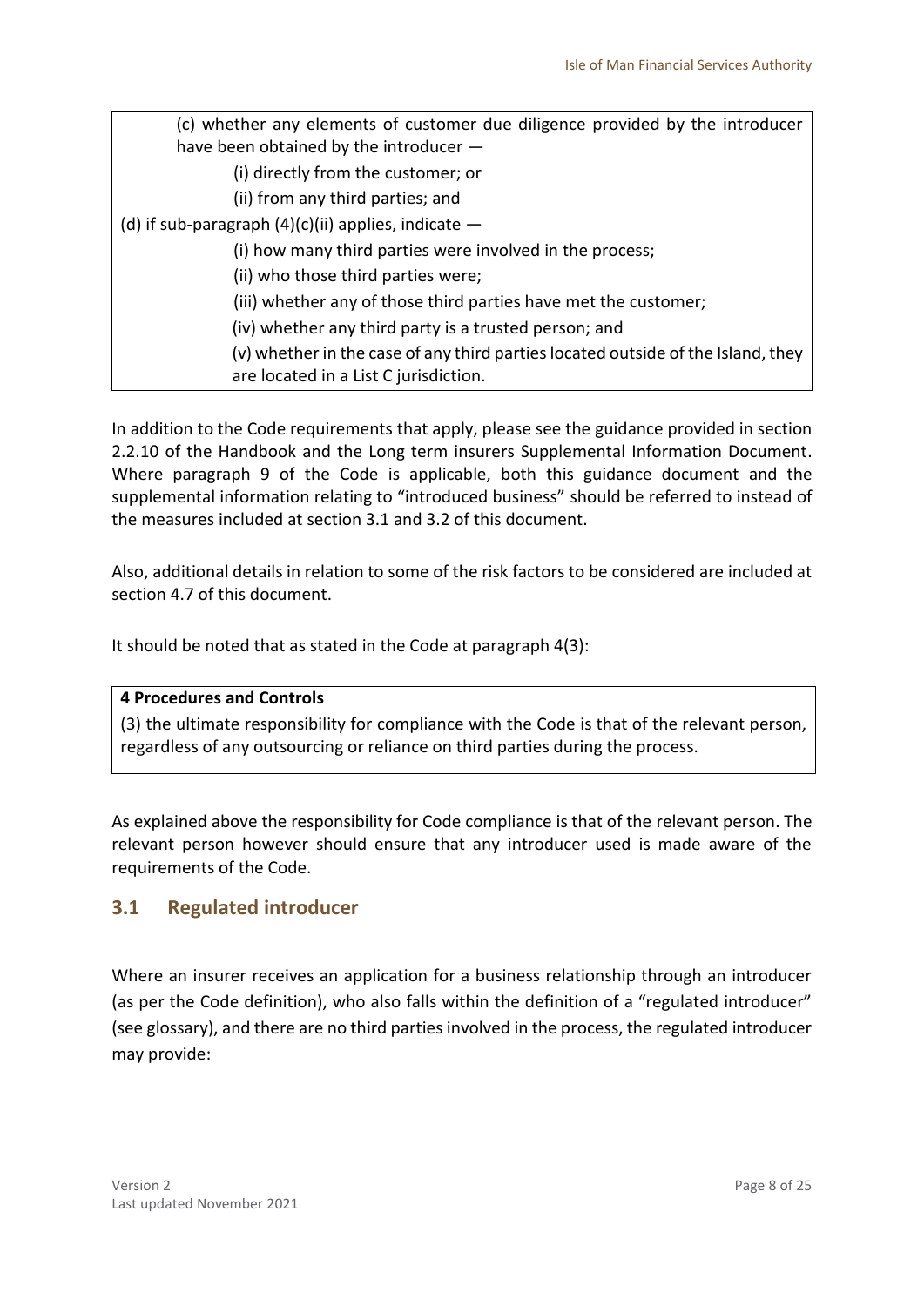(c) whether any elements of customer due diligence provided by the introducer have been obtained by the introducer —

(i) directly from the customer; or

(ii) from any third parties; and

(d) if sub-paragraph (4)(c)(ii) applies, indicate —

(i) how many third parties were involved in the process;

(ii) who those third parties were;

(iii) whether any of those third parties have met the customer;

(iv) whether any third party is a trusted person; and

(v) whether in the case of any third parties located outside of the Island, they are located in a List C jurisdiction.

In addition to the Code requirements that apply, please see the guidance provided in section 2.2.10 of the Handbook and the Long term insurers Supplemental Information Document. Where paragraph 9 of the Code is applicable, both this guidance document and the supplemental information relating to "introduced business" should be referred to instead of the measures included at section 3.1 and 3.2 of this document.

Also, additional details in relation to some of the risk factors to be considered are included at section 4.7 of this document.

It should be noted that as stated in the Code at paragraph 4(3):

**4 Procedures and Controls**

(3) the ultimate responsibility for compliance with the Code is that of the relevant person, regardless of any outsourcing or reliance on third parties during the process.

As explained above the responsibility for Code compliance is that of the relevant person. The relevant person however should ensure that any introducer used is made aware of the requirements of the Code.

## 3.1 Regulated introducer

Where an insurer receives an application for a business relationship through an introducer (as per the Code definition), who also falls within the definition of a "regulated introducer" (see glossary), and there are no third parties involved in the process, the regulated introducer may provide: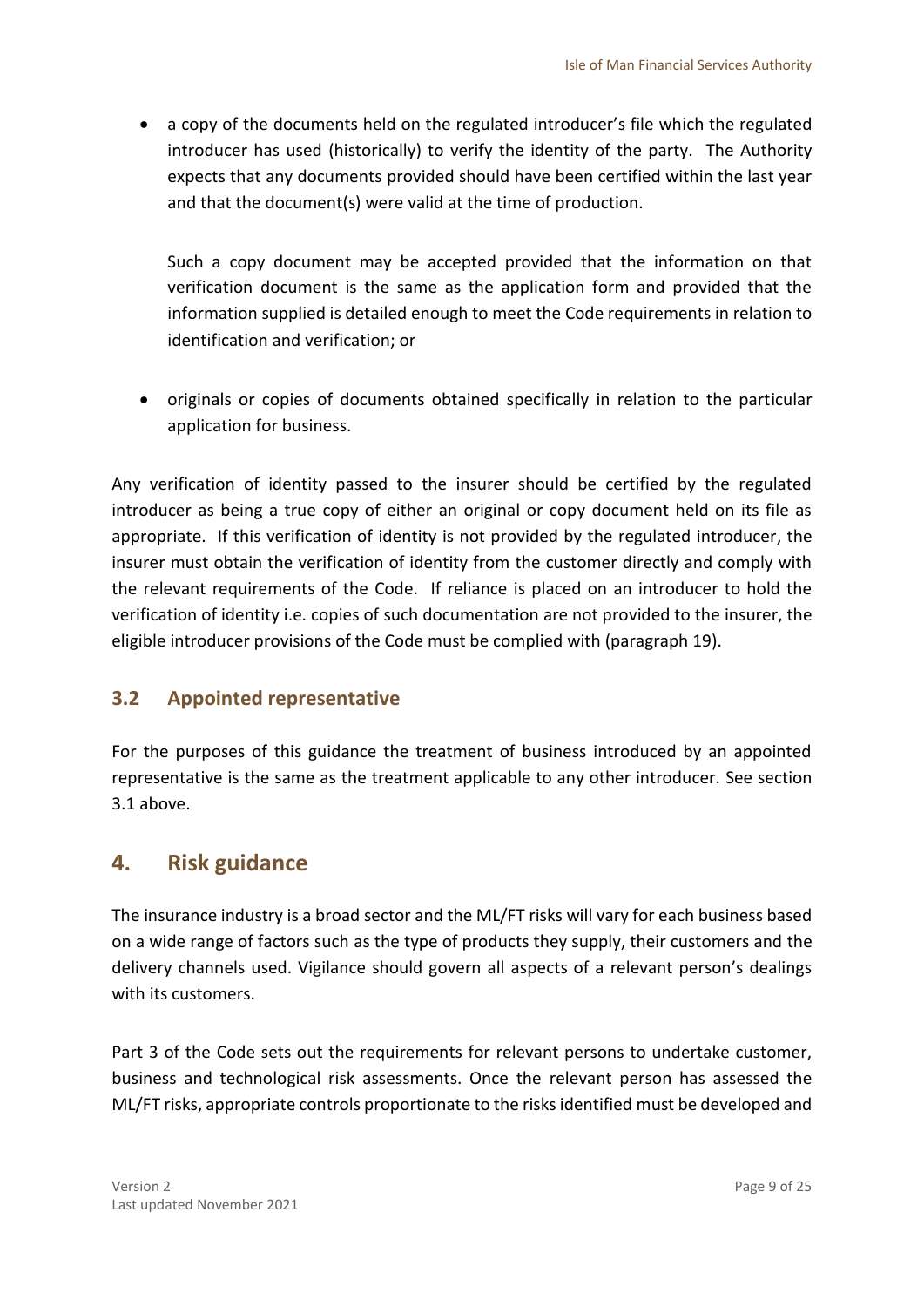- a copy of the documents held on the regulated introducer's file which the regulated introducer has used (historically) to verify the identity of the party. The Authority expects that any documents provided should have been certified within the last year and that the document(s) were valid at the time of production.

  Such a copy document may be accepted provided that the information on that verification document is the same as the application form and provided that the information supplied is detailed enough to meet the Code requirements in relation to identification and verification; or

- originals or copies of documents obtained specifically in relation to the particular application for business.

Any verification of identity passed to the insurer should be certified by the regulated introducer as being a true copy of either an original or copy document held on its file as appropriate. If this verification of identity is not provided by the regulated introducer, the insurer must obtain the verification of identity from the customer directly and comply with the relevant requirements of the Code. If reliance is placed on an introducer to hold the verification of identity i.e. copies of such documentation are not provided to the insurer, the eligible introducer provisions of the Code must be complied with (paragraph 19).

### 3.2 Appointed representative

For the purposes of this guidance the treatment of business introduced by an appointed representative is the same as the treatment applicable to any other introducer. See section 3.1 above.

## 4. Risk guidance

The insurance industry is a broad sector and the ML/FT risks will vary for each business based on a wide range of factors such as the type of products they supply, their customers and the delivery channels used. Vigilance should govern all aspects of a relevant person's dealings with its customers.

Part 3 of the Code sets out the requirements for relevant persons to undertake customer, business and technological risk assessments. Once the relevant person has assessed the ML/FT risks, appropriate controls proportionate to the risks identified must be developed and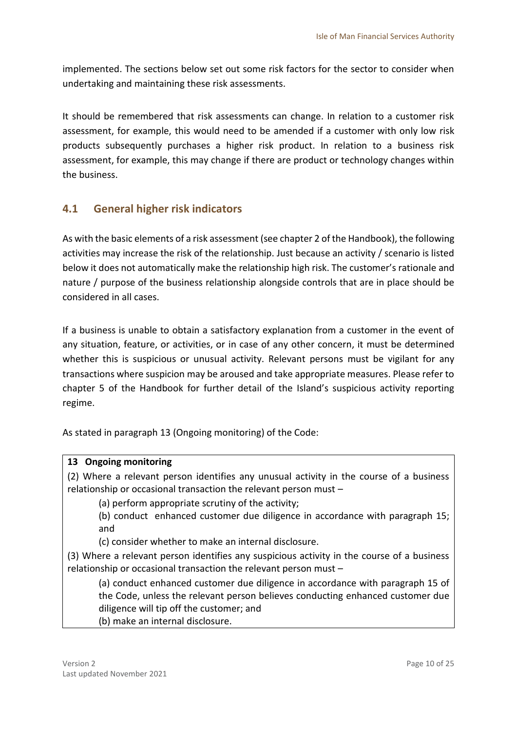implemented. The sections below set out some risk factors for the sector to consider when undertaking and maintaining these risk assessments.

It should be remembered that risk assessments can change. In relation to a customer risk assessment, for example, this would need to be amended if a customer with only low risk products subsequently purchases a higher risk product. In relation to a business risk assessment, for example, this may change if there are product or technology changes within the business.

## 4.1 General higher risk indicators

As with the basic elements of a risk assessment (see chapter 2 of the Handbook), the following activities may increase the risk of the relationship. Just because an activity / scenario is listed below it does not automatically make the relationship high risk. The customer's rationale and nature / purpose of the business relationship alongside controls that are in place should be considered in all cases.

If a business is unable to obtain a satisfactory explanation from a customer in the event of any situation, feature, or activities, or in case of any other concern, it must be determined whether this is suspicious or unusual activity. Relevant persons must be vigilant for any transactions where suspicion may be aroused and take appropriate measures. Please refer to chapter 5 of the Handbook for further detail of the Island's suspicious activity reporting regime.

As stated in paragraph 13 (Ongoing monitoring) of the Code:

> **13 Ongoing monitoring**
>
> (2) Where a relevant person identifies any unusual activity in the course of a business relationship or occasional transaction the relevant person must –
>
> (a) perform appropriate scrutiny of the activity;
>
> (b) conduct enhanced customer due diligence in accordance with paragraph 15; and
>
> (c) consider whether to make an internal disclosure.
>
> (3) Where a relevant person identifies any suspicious activity in the course of a business relationship or occasional transaction the relevant person must –
>
> (a) conduct enhanced customer due diligence in accordance with paragraph 15 of the Code, unless the relevant person believes conducting enhanced customer due diligence will tip off the customer; and
>
> (b) make an internal disclosure.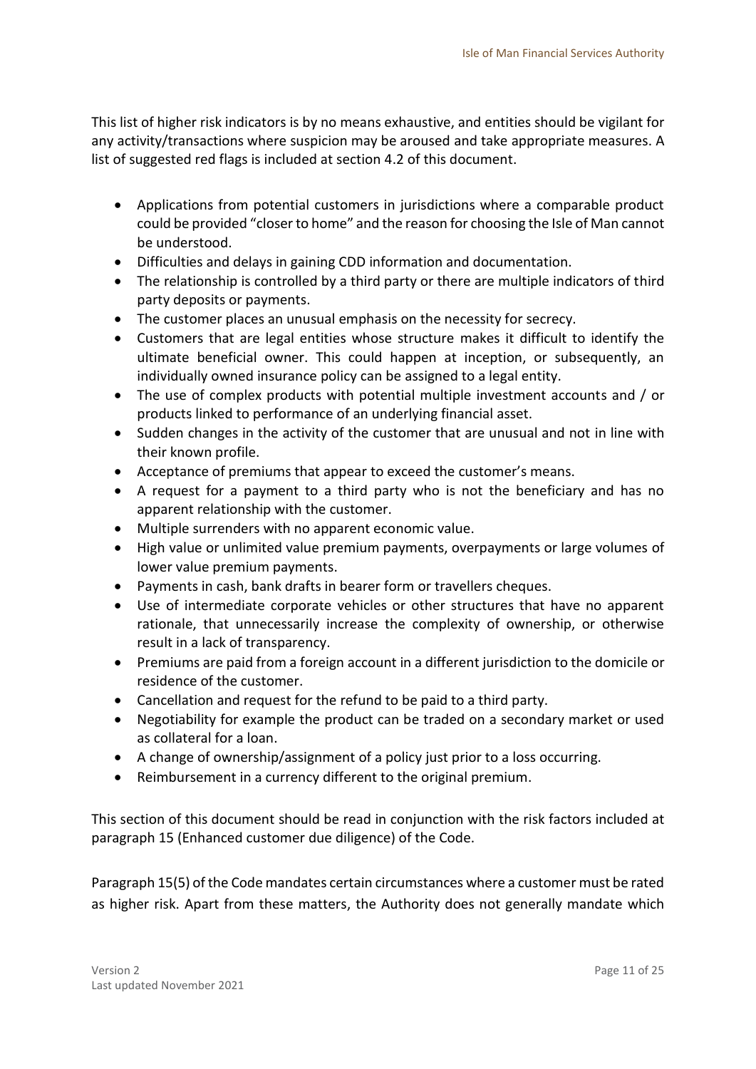This list of higher risk indicators is by no means exhaustive, and entities should be vigilant for any activity/transactions where suspicion may be aroused and take appropriate measures. A list of suggested red flags is included at section 4.2 of this document.

- Applications from potential customers in jurisdictions where a comparable product could be provided "closer to home" and the reason for choosing the Isle of Man cannot be understood.
- Difficulties and delays in gaining CDD information and documentation.
- The relationship is controlled by a third party or there are multiple indicators of third party deposits or payments.
- The customer places an unusual emphasis on the necessity for secrecy.
- Customers that are legal entities whose structure makes it difficult to identify the ultimate beneficial owner. This could happen at inception, or subsequently, an individually owned insurance policy can be assigned to a legal entity.
- The use of complex products with potential multiple investment accounts and / or products linked to performance of an underlying financial asset.
- Sudden changes in the activity of the customer that are unusual and not in line with their known profile.
- Acceptance of premiums that appear to exceed the customer's means.
- A request for a payment to a third party who is not the beneficiary and has no apparent relationship with the customer.
- Multiple surrenders with no apparent economic value.
- High value or unlimited value premium payments, overpayments or large volumes of lower value premium payments.
- Payments in cash, bank drafts in bearer form or travellers cheques.
- Use of intermediate corporate vehicles or other structures that have no apparent rationale, that unnecessarily increase the complexity of ownership, or otherwise result in a lack of transparency.
- Premiums are paid from a foreign account in a different jurisdiction to the domicile or residence of the customer.
- Cancellation and request for the refund to be paid to a third party.
- Negotiability for example the product can be traded on a secondary market or used as collateral for a loan.
- A change of ownership/assignment of a policy just prior to a loss occurring.
- Reimbursement in a currency different to the original premium.

This section of this document should be read in conjunction with the risk factors included at paragraph 15 (Enhanced customer due diligence) of the Code.

Paragraph 15(5) of the Code mandates certain circumstances where a customer must be rated as higher risk. Apart from these matters, the Authority does not generally mandate which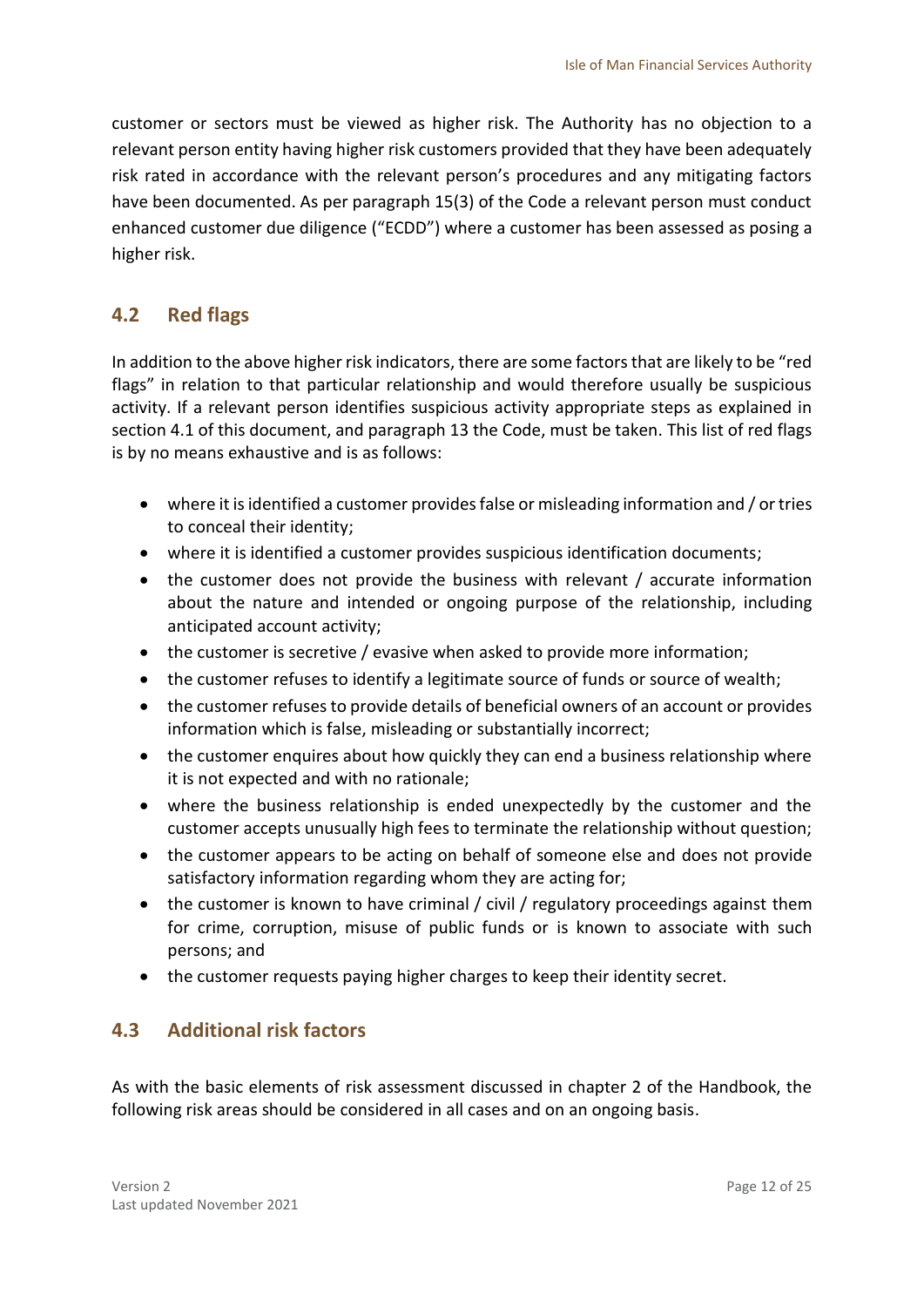customer or sectors must be viewed as higher risk. The Authority has no objection to a relevant person entity having higher risk customers provided that they have been adequately risk rated in accordance with the relevant person's procedures and any mitigating factors have been documented. As per paragraph 15(3) of the Code a relevant person must conduct enhanced customer due diligence ("ECDD") where a customer has been assessed as posing a higher risk.

## 4.2 Red flags

In addition to the above higher risk indicators, there are some factors that are likely to be "red flags" in relation to that particular relationship and would therefore usually be suspicious activity. If a relevant person identifies suspicious activity appropriate steps as explained in section 4.1 of this document, and paragraph 13 the Code, must be taken. This list of red flags is by no means exhaustive and is as follows:

- where it is identified a customer provides false or misleading information and / or tries to conceal their identity;
- where it is identified a customer provides suspicious identification documents;
- the customer does not provide the business with relevant / accurate information about the nature and intended or ongoing purpose of the relationship, including anticipated account activity;
- the customer is secretive / evasive when asked to provide more information;
- the customer refuses to identify a legitimate source of funds or source of wealth;
- the customer refuses to provide details of beneficial owners of an account or provides information which is false, misleading or substantially incorrect;
- the customer enquires about how quickly they can end a business relationship where it is not expected and with no rationale;
- where the business relationship is ended unexpectedly by the customer and the customer accepts unusually high fees to terminate the relationship without question;
- the customer appears to be acting on behalf of someone else and does not provide satisfactory information regarding whom they are acting for;
- the customer is known to have criminal / civil / regulatory proceedings against them for crime, corruption, misuse of public funds or is known to associate with such persons; and
- the customer requests paying higher charges to keep their identity secret.

## 4.3 Additional risk factors

As with the basic elements of risk assessment discussed in chapter 2 of the Handbook, the following risk areas should be considered in all cases and on an ongoing basis.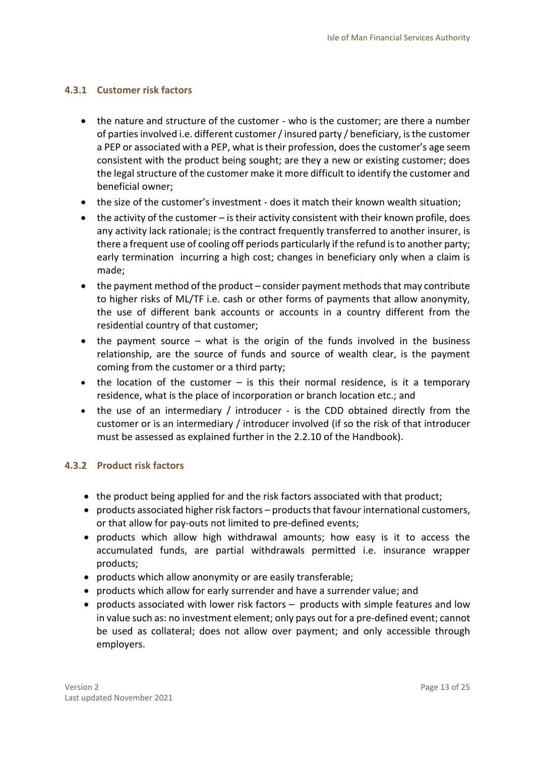### 4.3.1 Customer risk factors

- the nature and structure of the customer - who is the customer; are there a number of parties involved i.e. different customer / insured party / beneficiary, is the customer a PEP or associated with a PEP, what is their profession, does the customer's age seem consistent with the product being sought; are they a new or existing customer; does the legal structure of the customer make it more difficult to identify the customer and beneficial owner;
- the size of the customer's investment - does it match their known wealth situation;
- the activity of the customer – is their activity consistent with their known profile, does any activity lack rationale; is the contract frequently transferred to another insurer, is there a frequent use of cooling off periods particularly if the refund is to another party; early termination incurring a high cost; changes in beneficiary only when a claim is made;
- the payment method of the product – consider payment methods that may contribute to higher risks of ML/TF i.e. cash or other forms of payments that allow anonymity, the use of different bank accounts or accounts in a country different from the residential country of that customer;
- the payment source – what is the origin of the funds involved in the business relationship, are the source of funds and source of wealth clear, is the payment coming from the customer or a third party;
- the location of the customer – is this their normal residence, is it a temporary residence, what is the place of incorporation or branch location etc.; and
- the use of an intermediary / introducer - is the CDD obtained directly from the customer or is an intermediary / introducer involved (if so the risk of that introducer must be assessed as explained further in the 2.2.10 of the Handbook).

### 4.3.2 Product risk factors

- the product being applied for and the risk factors associated with that product;
- products associated higher risk factors – products that favour international customers, or that allow for pay-outs not limited to pre-defined events;
- products which allow high withdrawal amounts; how easy is it to access the accumulated funds, are partial withdrawals permitted i.e. insurance wrapper products;
- products which allow anonymity or are easily transferable;
- products which allow for early surrender and have a surrender value; and
- products associated with lower risk factors – products with simple features and low in value such as: no investment element; only pays out for a pre-defined event; cannot be used as collateral; does not allow over payment; and only accessible through employers.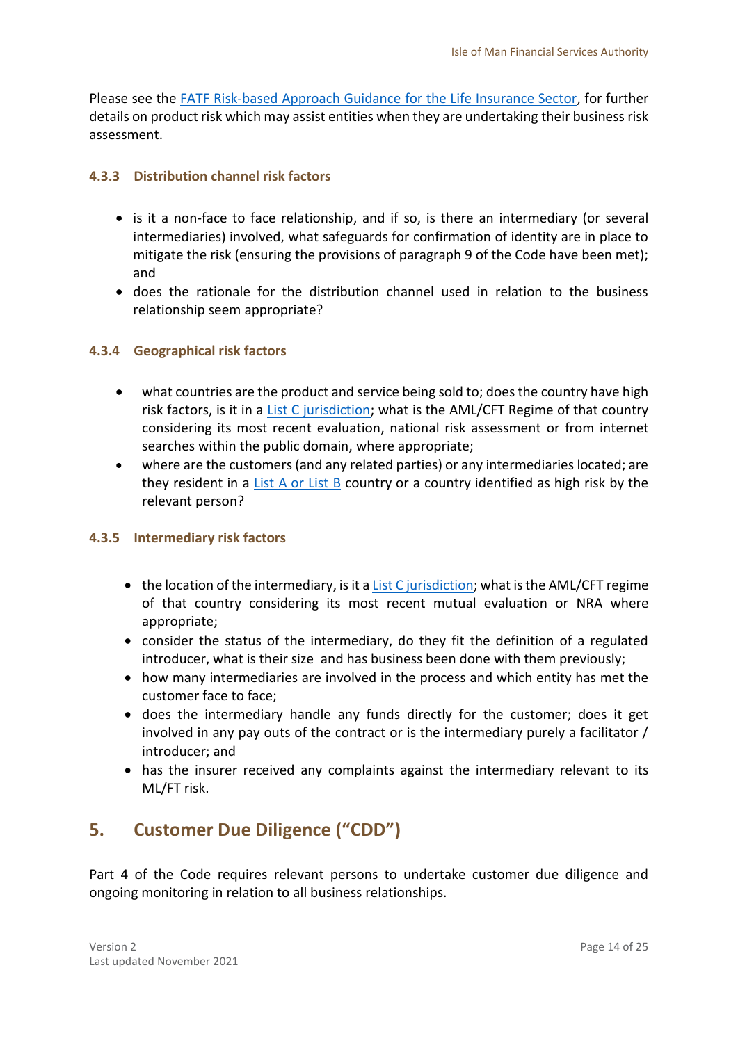Please see the FATF Risk-based Approach Guidance for the Life Insurance Sector, for further details on product risk which may assist entities when they are undertaking their business risk assessment.

#### 4.3.3 Distribution channel risk factors

- is it a non-face to face relationship, and if so, is there an intermediary (or several intermediaries) involved, what safeguards for confirmation of identity are in place to mitigate the risk (ensuring the provisions of paragraph 9 of the Code have been met); and
- does the rationale for the distribution channel used in relation to the business relationship seem appropriate?

#### 4.3.4 Geographical risk factors

- what countries are the product and service being sold to; does the country have high risk factors, is it in a List C jurisdiction; what is the AML/CFT Regime of that country considering its most recent evaluation, national risk assessment or from internet searches within the public domain, where appropriate;
- where are the customers (and any related parties) or any intermediaries located; are they resident in a List A or List B country or a country identified as high risk by the relevant person?

#### 4.3.5 Intermediary risk factors

- the location of the intermediary, is it a List C jurisdiction; what is the AML/CFT regime of that country considering its most recent mutual evaluation or NRA where appropriate;
- consider the status of the intermediary, do they fit the definition of a regulated introducer, what is their size and has business been done with them previously;
- how many intermediaries are involved in the process and which entity has met the customer face to face;
- does the intermediary handle any funds directly for the customer; does it get involved in any pay outs of the contract or is the intermediary purely a facilitator / introducer; and
- has the insurer received any complaints against the intermediary relevant to its ML/FT risk.

## 5. Customer Due Diligence ("CDD")

Part 4 of the Code requires relevant persons to undertake customer due diligence and ongoing monitoring in relation to all business relationships.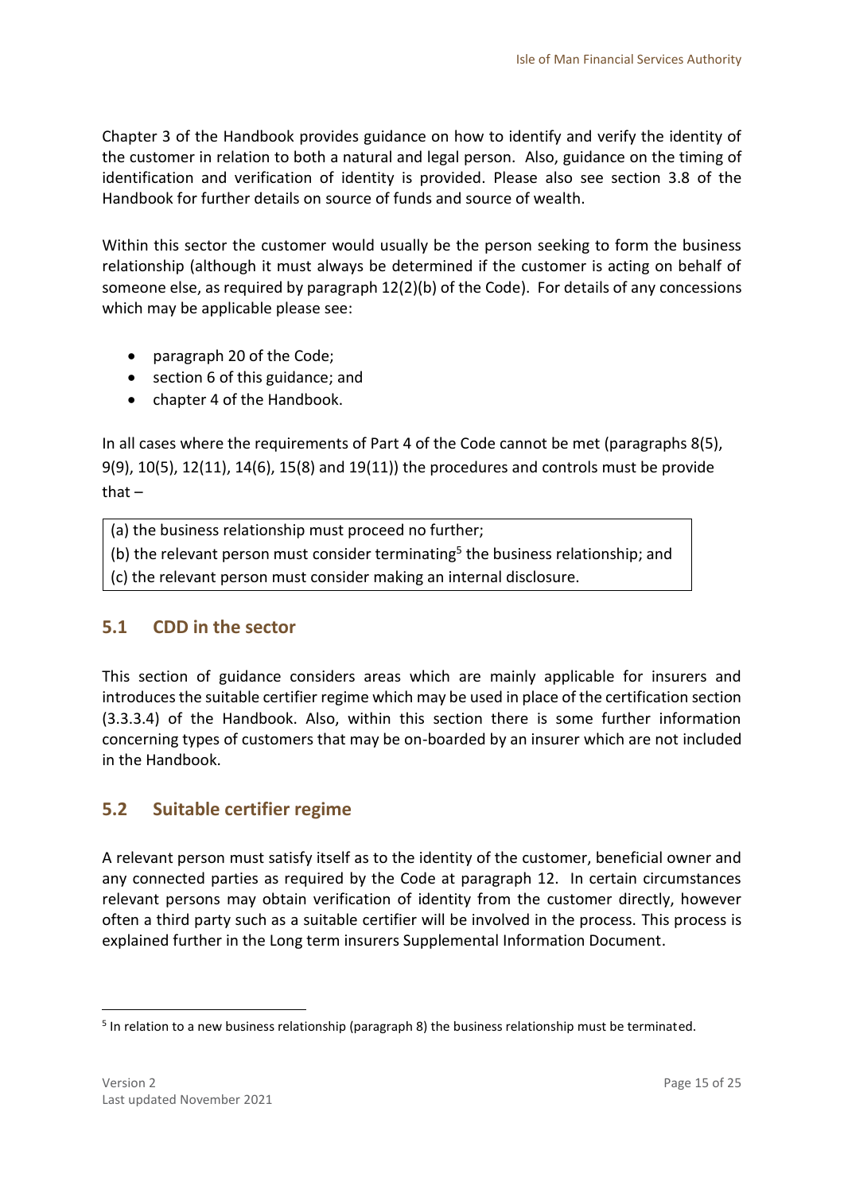Chapter 3 of the Handbook provides guidance on how to identify and verify the identity of the customer in relation to both a natural and legal person. Also, guidance on the timing of identification and verification of identity is provided. Please also see section 3.8 of the Handbook for further details on source of funds and source of wealth.

Within this sector the customer would usually be the person seeking to form the business relationship (although it must always be determined if the customer is acting on behalf of someone else, as required by paragraph 12(2)(b) of the Code). For details of any concessions which may be applicable please see:

- paragraph 20 of the Code;
- section 6 of this guidance; and
- chapter 4 of the Handbook.

In all cases where the requirements of Part 4 of the Code cannot be met (paragraphs 8(5), 9(9), 10(5), 12(11), 14(6), 15(8) and 19(11)) the procedures and controls must be provide that –

> (a) the business relationship must proceed no further;
> (b) the relevant person must consider terminating[5] the business relationship; and
> (c) the relevant person must consider making an internal disclosure.

## 5.1 CDD in the sector

This section of guidance considers areas which are mainly applicable for insurers and introduces the suitable certifier regime which may be used in place of the certification section (3.3.3.4) of the Handbook. Also, within this section there is some further information concerning types of customers that may be on-boarded by an insurer which are not included in the Handbook.

## 5.2 Suitable certifier regime

A relevant person must satisfy itself as to the identity of the customer, beneficial owner and any connected parties as required by the Code at paragraph 12. In certain circumstances relevant persons may obtain verification of identity from the customer directly, however often a third party such as a suitable certifier will be involved in the process. This process is explained further in the Long term insurers Supplemental Information Document.

[5] In relation to a new business relationship (paragraph 8) the business relationship must be terminated.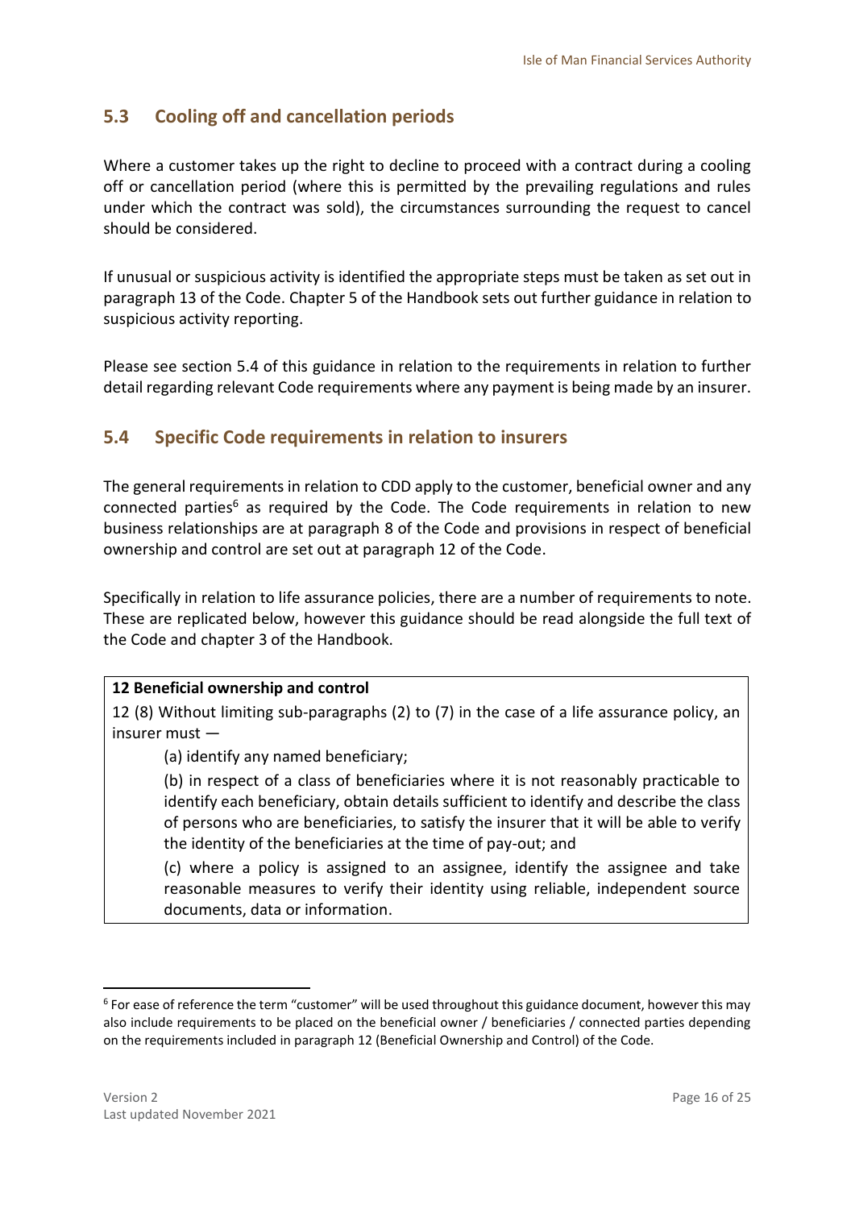## 5.3 Cooling off and cancellation periods

Where a customer takes up the right to decline to proceed with a contract during a cooling off or cancellation period (where this is permitted by the prevailing regulations and rules under which the contract was sold), the circumstances surrounding the request to cancel should be considered.

If unusual or suspicious activity is identified the appropriate steps must be taken as set out in paragraph 13 of the Code. Chapter 5 of the Handbook sets out further guidance in relation to suspicious activity reporting.

Please see section 5.4 of this guidance in relation to the requirements in relation to further detail regarding relevant Code requirements where any payment is being made by an insurer.

## 5.4 Specific Code requirements in relation to insurers

The general requirements in relation to CDD apply to the customer, beneficial owner and any connected parties[6] as required by the Code. The Code requirements in relation to new business relationships are at paragraph 8 of the Code and provisions in respect of beneficial ownership and control are set out at paragraph 12 of the Code.

Specifically in relation to life assurance policies, there are a number of requirements to note. These are replicated below, however this guidance should be read alongside the full text of the Code and chapter 3 of the Handbook.

> **12 Beneficial ownership and control**
>
> 12 (8) Without limiting sub-paragraphs (2) to (7) in the case of a life assurance policy, an insurer must —
>
> (a) identify any named beneficiary;
>
> (b) in respect of a class of beneficiaries where it is not reasonably practicable to identify each beneficiary, obtain details sufficient to identify and describe the class of persons who are beneficiaries, to satisfy the insurer that it will be able to verify the identity of the beneficiaries at the time of pay-out; and
>
> (c) where a policy is assigned to an assignee, identify the assignee and take reasonable measures to verify their identity using reliable, independent source documents, data or information.

[6] For ease of reference the term "customer" will be used throughout this guidance document, however this may also include requirements to be placed on the beneficial owner / beneficiaries / connected parties depending on the requirements included in paragraph 12 (Beneficial Ownership and Control) of the Code.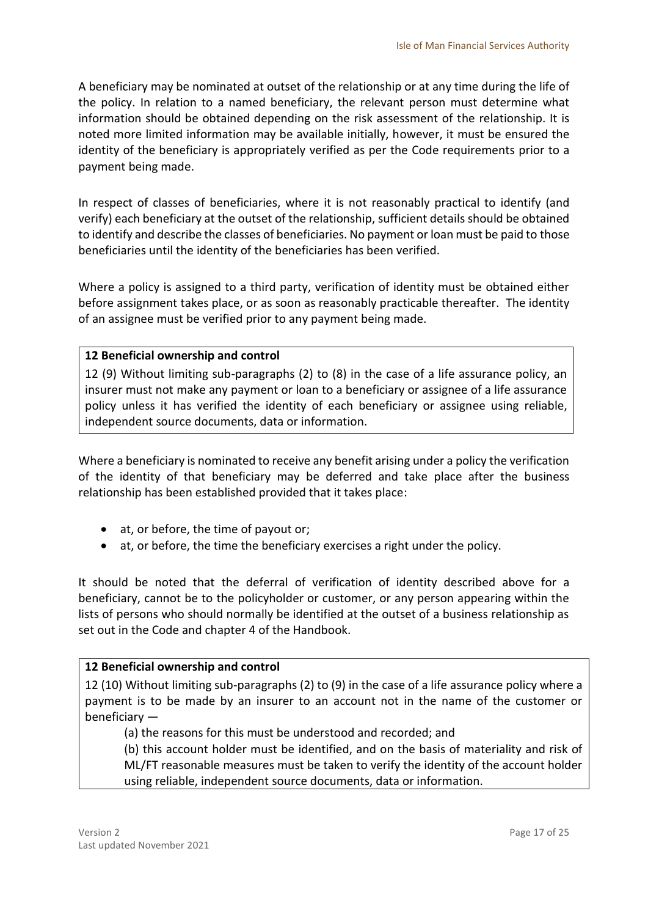A beneficiary may be nominated at outset of the relationship or at any time during the life of the policy. In relation to a named beneficiary, the relevant person must determine what information should be obtained depending on the risk assessment of the relationship. It is noted more limited information may be available initially, however, it must be ensured the identity of the beneficiary is appropriately verified as per the Code requirements prior to a payment being made.

In respect of classes of beneficiaries, where it is not reasonably practical to identify (and verify) each beneficiary at the outset of the relationship, sufficient details should be obtained to identify and describe the classes of beneficiaries. No payment or loan must be paid to those beneficiaries until the identity of the beneficiaries has been verified.

Where a policy is assigned to a third party, verification of identity must be obtained either before assignment takes place, or as soon as reasonably practicable thereafter. The identity of an assignee must be verified prior to any payment being made.

> **12 Beneficial ownership and control**
>
> 12 (9) Without limiting sub-paragraphs (2) to (8) in the case of a life assurance policy, an insurer must not make any payment or loan to a beneficiary or assignee of a life assurance policy unless it has verified the identity of each beneficiary or assignee using reliable, independent source documents, data or information.

Where a beneficiary is nominated to receive any benefit arising under a policy the verification of the identity of that beneficiary may be deferred and take place after the business relationship has been established provided that it takes place:

- at, or before, the time of payout or;
- at, or before, the time the beneficiary exercises a right under the policy.

It should be noted that the deferral of verification of identity described above for a beneficiary, cannot be to the policyholder or customer, or any person appearing within the lists of persons who should normally be identified at the outset of a business relationship as set out in the Code and chapter 4 of the Handbook.

> **12 Beneficial ownership and control**
>
> 12 (10) Without limiting sub-paragraphs (2) to (9) in the case of a life assurance policy where a payment is to be made by an insurer to an account not in the name of the customer or beneficiary —
>
> (a) the reasons for this must be understood and recorded; and
>
> (b) this account holder must be identified, and on the basis of materiality and risk of ML/FT reasonable measures must be taken to verify the identity of the account holder using reliable, independent source documents, data or information.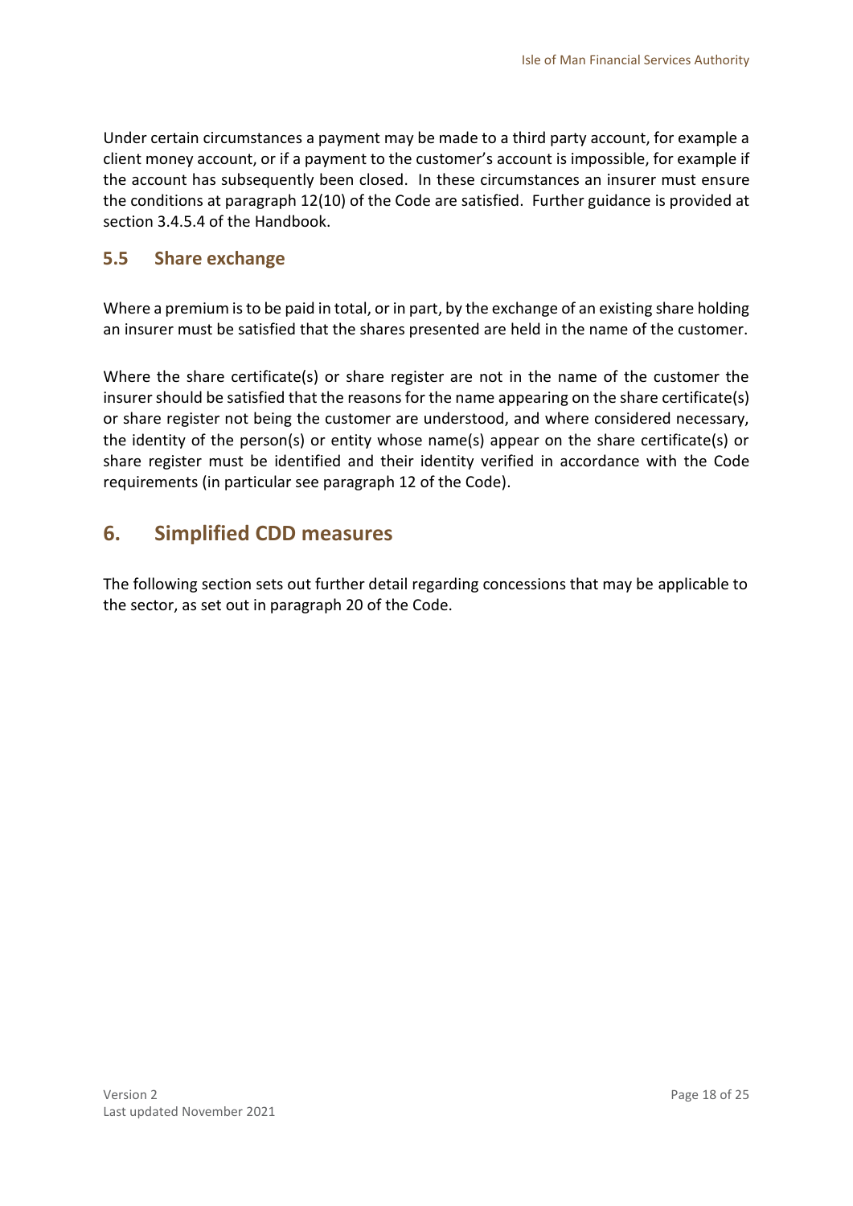Under certain circumstances a payment may be made to a third party account, for example a client money account, or if a payment to the customer's account is impossible, for example if the account has subsequently been closed. In these circumstances an insurer must ensure the conditions at paragraph 12(10) of the Code are satisfied. Further guidance is provided at section 3.4.5.4 of the Handbook.

### 5.5 Share exchange

Where a premium is to be paid in total, or in part, by the exchange of an existing share holding an insurer must be satisfied that the shares presented are held in the name of the customer.

Where the share certificate(s) or share register are not in the name of the customer the insurer should be satisfied that the reasons for the name appearing on the share certificate(s) or share register not being the customer are understood, and where considered necessary, the identity of the person(s) or entity whose name(s) appear on the share certificate(s) or share register must be identified and their identity verified in accordance with the Code requirements (in particular see paragraph 12 of the Code).

## 6. Simplified CDD measures

The following section sets out further detail regarding concessions that may be applicable to the sector, as set out in paragraph 20 of the Code.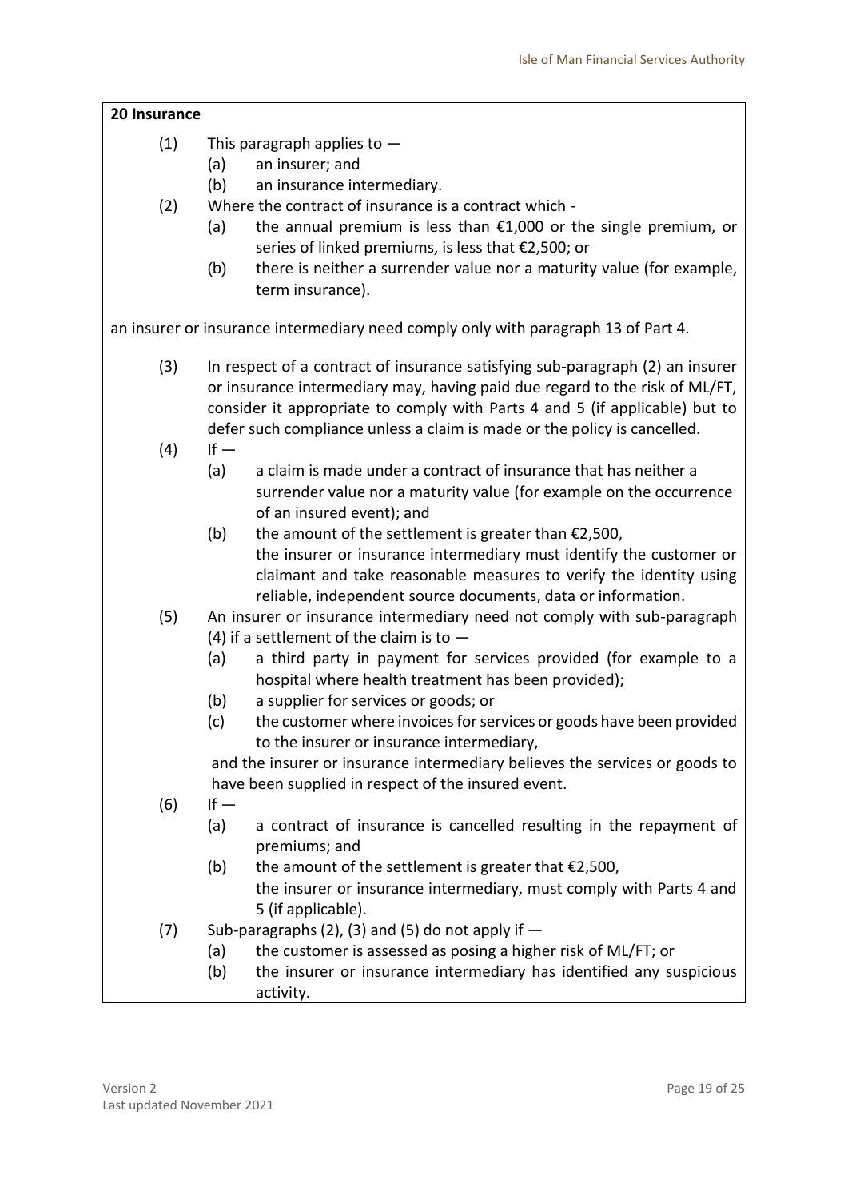**20 Insurance**

(1) This paragraph applies to —

(a) an insurer; and

(b) an insurance intermediary.

(2) Where the contract of insurance is a contract which -

(a) the annual premium is less than €1,000 or the single premium, or series of linked premiums, is less that €2,500; or

(b) there is neither a surrender value nor a maturity value (for example, term insurance).

an insurer or insurance intermediary need comply only with paragraph 13 of Part 4.

(3) In respect of a contract of insurance satisfying sub-paragraph (2) an insurer or insurance intermediary may, having paid due regard to the risk of ML/FT, consider it appropriate to comply with Parts 4 and 5 (if applicable) but to defer such compliance unless a claim is made or the policy is cancelled.

(4) If —

(a) a claim is made under a contract of insurance that has neither a surrender value nor a maturity value (for example on the occurrence of an insured event); and

(b) the amount of the settlement is greater than €2,500,

the insurer or insurance intermediary must identify the customer or claimant and take reasonable measures to verify the identity using reliable, independent source documents, data or information.

(5) An insurer or insurance intermediary need not comply with sub-paragraph (4) if a settlement of the claim is to —

(a) a third party in payment for services provided (for example to a hospital where health treatment has been provided);

(b) a supplier for services or goods; or

(c) the customer where invoices for services or goods have been provided to the insurer or insurance intermediary,

and the insurer or insurance intermediary believes the services or goods to have been supplied in respect of the insured event.

(6) If —

(a) a contract of insurance is cancelled resulting in the repayment of premiums; and

(b) the amount of the settlement is greater that €2,500,

the insurer or insurance intermediary, must comply with Parts 4 and 5 (if applicable).

(7) Sub-paragraphs (2), (3) and (5) do not apply if —

(a) the customer is assessed as posing a higher risk of ML/FT; or

(b) the insurer or insurance intermediary has identified any suspicious activity.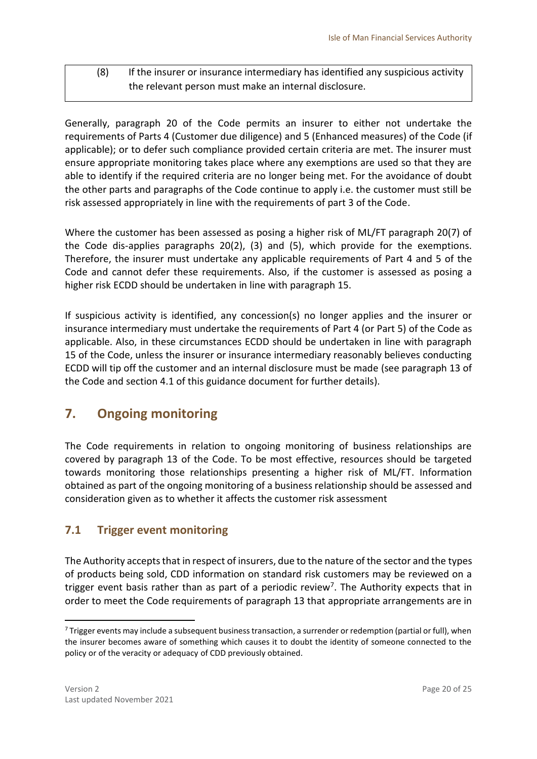| (8) | If the insurer or insurance intermediary has identified any suspicious activity the relevant person must make an internal disclosure. |
|---|---|

Generally, paragraph 20 of the Code permits an insurer to either not undertake the requirements of Parts 4 (Customer due diligence) and 5 (Enhanced measures) of the Code (if applicable); or to defer such compliance provided certain criteria are met. The insurer must ensure appropriate monitoring takes place where any exemptions are used so that they are able to identify if the required criteria are no longer being met. For the avoidance of doubt the other parts and paragraphs of the Code continue to apply i.e. the customer must still be risk assessed appropriately in line with the requirements of part 3 of the Code.

Where the customer has been assessed as posing a higher risk of ML/FT paragraph 20(7) of the Code dis-applies paragraphs 20(2), (3) and (5), which provide for the exemptions. Therefore, the insurer must undertake any applicable requirements of Part 4 and 5 of the Code and cannot defer these requirements. Also, if the customer is assessed as posing a higher risk ECDD should be undertaken in line with paragraph 15.

If suspicious activity is identified, any concession(s) no longer applies and the insurer or insurance intermediary must undertake the requirements of Part 4 (or Part 5) of the Code as applicable. Also, in these circumstances ECDD should be undertaken in line with paragraph 15 of the Code, unless the insurer or insurance intermediary reasonably believes conducting ECDD will tip off the customer and an internal disclosure must be made (see paragraph 13 of the Code and section 4.1 of this guidance document for further details).

## 7. Ongoing monitoring

The Code requirements in relation to ongoing monitoring of business relationships are covered by paragraph 13 of the Code. To be most effective, resources should be targeted towards monitoring those relationships presenting a higher risk of ML/FT. Information obtained as part of the ongoing monitoring of a business relationship should be assessed and consideration given as to whether it affects the customer risk assessment

### 7.1 Trigger event monitoring

The Authority accepts that in respect of insurers, due to the nature of the sector and the types of products being sold, CDD information on standard risk customers may be reviewed on a trigger event basis rather than as part of a periodic review[7]. The Authority expects that in order to meet the Code requirements of paragraph 13 that appropriate arrangements are in

[7] Trigger events may include a subsequent business transaction, a surrender or redemption (partial or full), when the insurer becomes aware of something which causes it to doubt the identity of someone connected to the policy or of the veracity or adequacy of CDD previously obtained.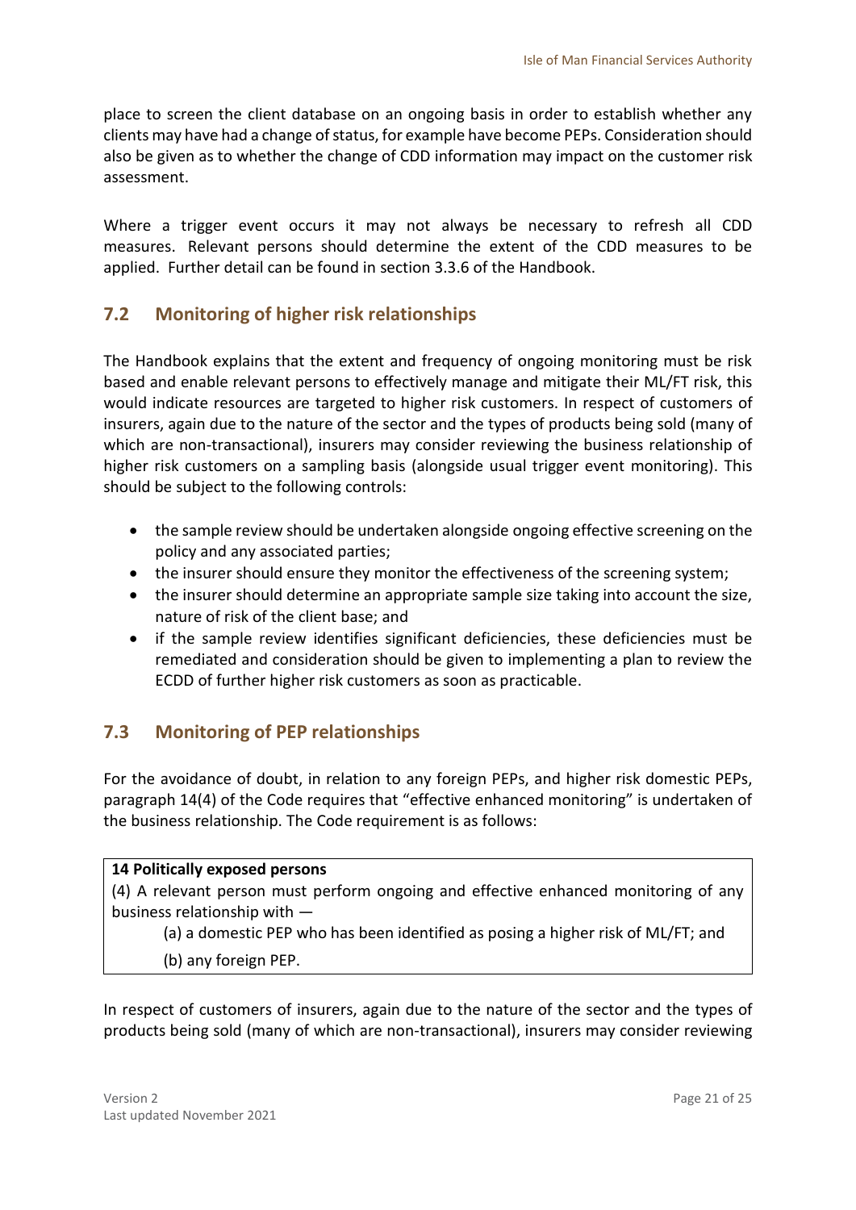place to screen the client database on an ongoing basis in order to establish whether any clients may have had a change of status, for example have become PEPs. Consideration should also be given as to whether the change of CDD information may impact on the customer risk assessment.

Where a trigger event occurs it may not always be necessary to refresh all CDD measures. Relevant persons should determine the extent of the CDD measures to be applied. Further detail can be found in section 3.3.6 of the Handbook.

## 7.2 Monitoring of higher risk relationships

The Handbook explains that the extent and frequency of ongoing monitoring must be risk based and enable relevant persons to effectively manage and mitigate their ML/FT risk, this would indicate resources are targeted to higher risk customers. In respect of customers of insurers, again due to the nature of the sector and the types of products being sold (many of which are non-transactional), insurers may consider reviewing the business relationship of higher risk customers on a sampling basis (alongside usual trigger event monitoring). This should be subject to the following controls:

- the sample review should be undertaken alongside ongoing effective screening on the policy and any associated parties;
- the insurer should ensure they monitor the effectiveness of the screening system;
- the insurer should determine an appropriate sample size taking into account the size, nature of risk of the client base; and
- if the sample review identifies significant deficiencies, these deficiencies must be remediated and consideration should be given to implementing a plan to review the ECDD of further higher risk customers as soon as practicable.

## 7.3 Monitoring of PEP relationships

For the avoidance of doubt, in relation to any foreign PEPs, and higher risk domestic PEPs, paragraph 14(4) of the Code requires that "effective enhanced monitoring" is undertaken of the business relationship. The Code requirement is as follows:

> **14 Politically exposed persons**
>
> (4) A relevant person must perform ongoing and effective enhanced monitoring of any business relationship with —
>
> (a) a domestic PEP who has been identified as posing a higher risk of ML/FT; and
>
> (b) any foreign PEP.

In respect of customers of insurers, again due to the nature of the sector and the types of products being sold (many of which are non-transactional), insurers may consider reviewing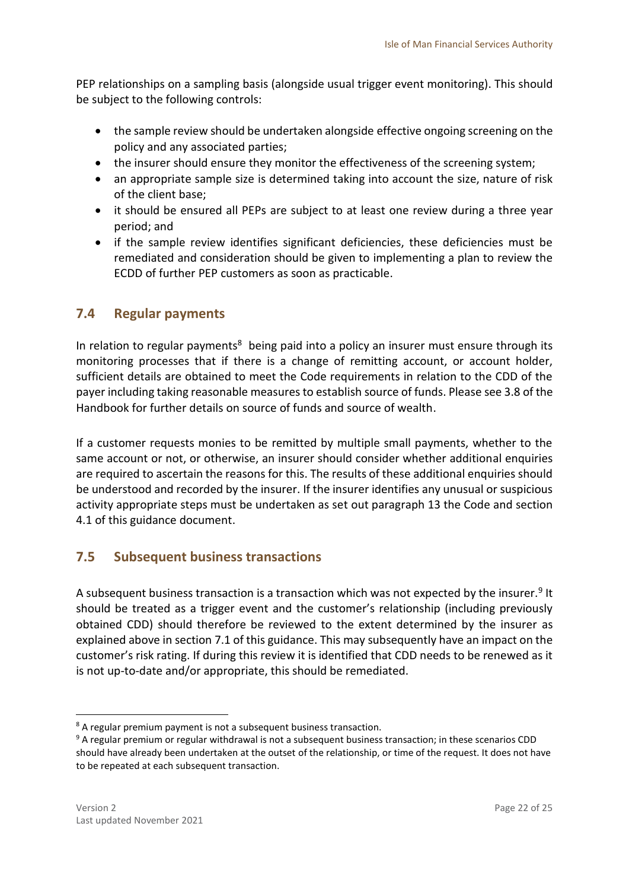PEP relationships on a sampling basis (alongside usual trigger event monitoring). This should be subject to the following controls:

- the sample review should be undertaken alongside effective ongoing screening on the policy and any associated parties;
- the insurer should ensure they monitor the effectiveness of the screening system;
- an appropriate sample size is determined taking into account the size, nature of risk of the client base;
- it should be ensured all PEPs are subject to at least one review during a three year period; and
- if the sample review identifies significant deficiencies, these deficiencies must be remediated and consideration should be given to implementing a plan to review the ECDD of further PEP customers as soon as practicable.

## 7.4 Regular payments

In relation to regular payments[8] being paid into a policy an insurer must ensure through its monitoring processes that if there is a change of remitting account, or account holder, sufficient details are obtained to meet the Code requirements in relation to the CDD of the payer including taking reasonable measures to establish source of funds. Please see 3.8 of the Handbook for further details on source of funds and source of wealth.

If a customer requests monies to be remitted by multiple small payments, whether to the same account or not, or otherwise, an insurer should consider whether additional enquiries are required to ascertain the reasons for this. The results of these additional enquiries should be understood and recorded by the insurer. If the insurer identifies any unusual or suspicious activity appropriate steps must be undertaken as set out paragraph 13 the Code and section 4.1 of this guidance document.

## 7.5 Subsequent business transactions

A subsequent business transaction is a transaction which was not expected by the insurer.[9] It should be treated as a trigger event and the customer's relationship (including previously obtained CDD) should therefore be reviewed to the extent determined by the insurer as explained above in section 7.1 of this guidance. This may subsequently have an impact on the customer's risk rating. If during this review it is identified that CDD needs to be renewed as it is not up-to-date and/or appropriate, this should be remediated.

---

[8] A regular premium payment is not a subsequent business transaction.

[9] A regular premium or regular withdrawal is not a subsequent business transaction; in these scenarios CDD should have already been undertaken at the outset of the relationship, or time of the request. It does not have to be repeated at each subsequent transaction.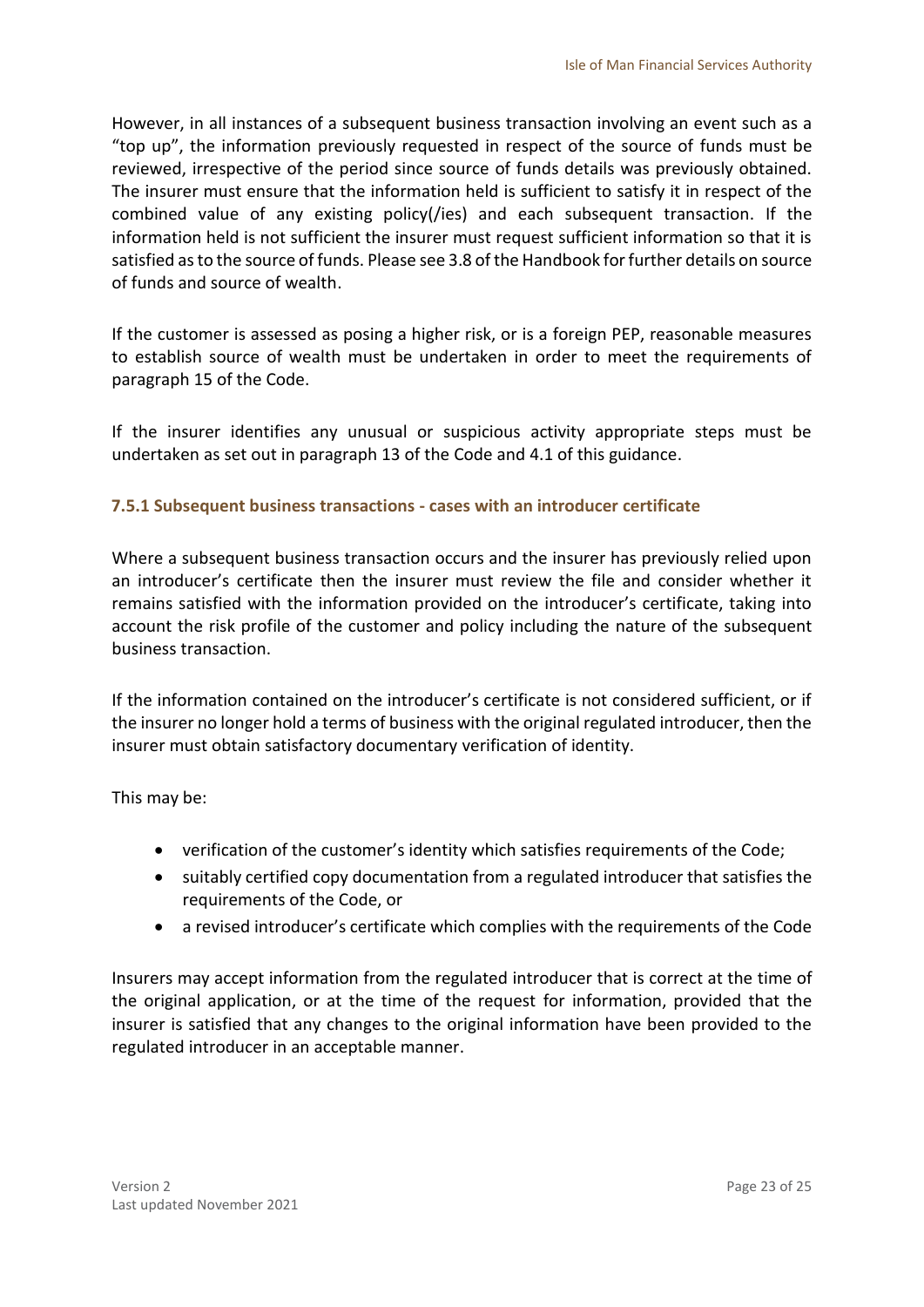However, in all instances of a subsequent business transaction involving an event such as a "top up", the information previously requested in respect of the source of funds must be reviewed, irrespective of the period since source of funds details was previously obtained. The insurer must ensure that the information held is sufficient to satisfy it in respect of the combined value of any existing policy(/ies) and each subsequent transaction. If the information held is not sufficient the insurer must request sufficient information so that it is satisfied as to the source of funds. Please see 3.8 of the Handbook for further details on source of funds and source of wealth.

If the customer is assessed as posing a higher risk, or is a foreign PEP, reasonable measures to establish source of wealth must be undertaken in order to meet the requirements of paragraph 15 of the Code.

If the insurer identifies any unusual or suspicious activity appropriate steps must be undertaken as set out in paragraph 13 of the Code and 4.1 of this guidance.

### 7.5.1 Subsequent business transactions - cases with an introducer certificate

Where a subsequent business transaction occurs and the insurer has previously relied upon an introducer's certificate then the insurer must review the file and consider whether it remains satisfied with the information provided on the introducer's certificate, taking into account the risk profile of the customer and policy including the nature of the subsequent business transaction.

If the information contained on the introducer's certificate is not considered sufficient, or if the insurer no longer hold a terms of business with the original regulated introducer, then the insurer must obtain satisfactory documentary verification of identity.

This may be:

- verification of the customer's identity which satisfies requirements of the Code;
- suitably certified copy documentation from a regulated introducer that satisfies the requirements of the Code, or
- a revised introducer's certificate which complies with the requirements of the Code

Insurers may accept information from the regulated introducer that is correct at the time of the original application, or at the time of the request for information, provided that the insurer is satisfied that any changes to the original information have been provided to the regulated introducer in an acceptable manner.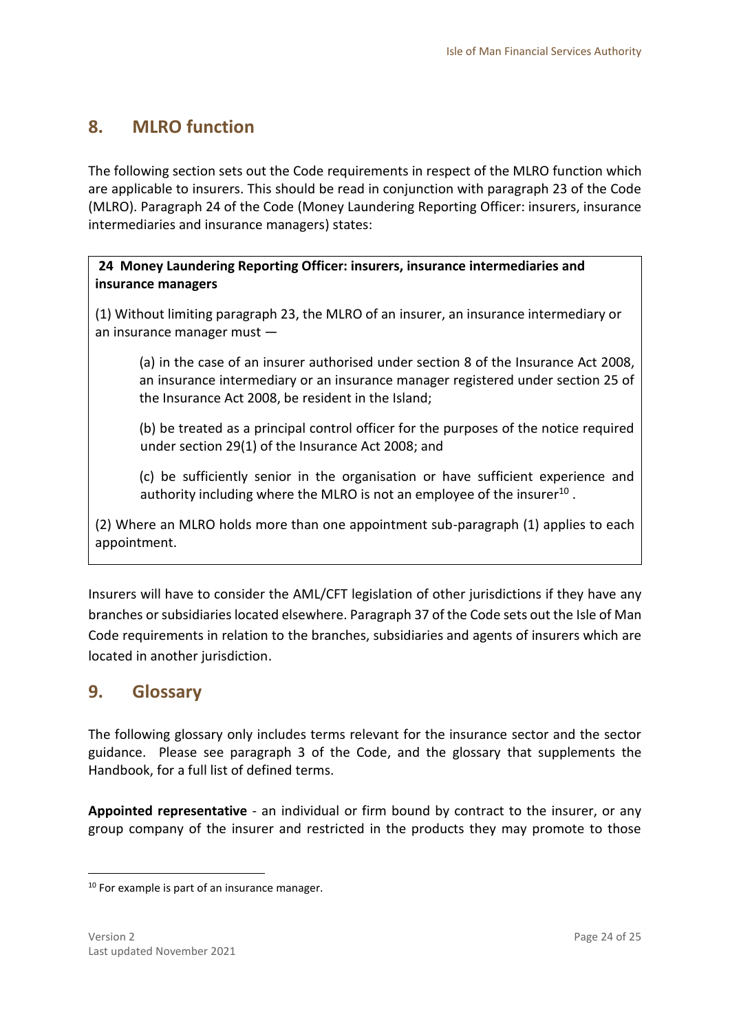## 8. MLRO function

The following section sets out the Code requirements in respect of the MLRO function which are applicable to insurers. This should be read in conjunction with paragraph 23 of the Code (MLRO). Paragraph 24 of the Code (Money Laundering Reporting Officer: insurers, insurance intermediaries and insurance managers) states:

> **24 Money Laundering Reporting Officer: insurers, insurance intermediaries and insurance managers**
>
> (1) Without limiting paragraph 23, the MLRO of an insurer, an insurance intermediary or an insurance manager must —
>
> (a) in the case of an insurer authorised under section 8 of the Insurance Act 2008, an insurance intermediary or an insurance manager registered under section 25 of the Insurance Act 2008, be resident in the Island;
>
> (b) be treated as a principal control officer for the purposes of the notice required under section 29(1) of the Insurance Act 2008; and
>
> (c) be sufficiently senior in the organisation or have sufficient experience and authority including where the MLRO is not an employee of the insurer[10] .
>
> (2) Where an MLRO holds more than one appointment sub-paragraph (1) applies to each appointment.

Insurers will have to consider the AML/CFT legislation of other jurisdictions if they have any branches or subsidiaries located elsewhere. Paragraph 37 of the Code sets out the Isle of Man Code requirements in relation to the branches, subsidiaries and agents of insurers which are located in another jurisdiction.

## 9. Glossary

The following glossary only includes terms relevant for the insurance sector and the sector guidance. Please see paragraph 3 of the Code, and the glossary that supplements the Handbook, for a full list of defined terms.

**Appointed representative** - an individual or firm bound by contract to the insurer, or any group company of the insurer and restricted in the products they may promote to those

---

[10] For example is part of an insurance manager.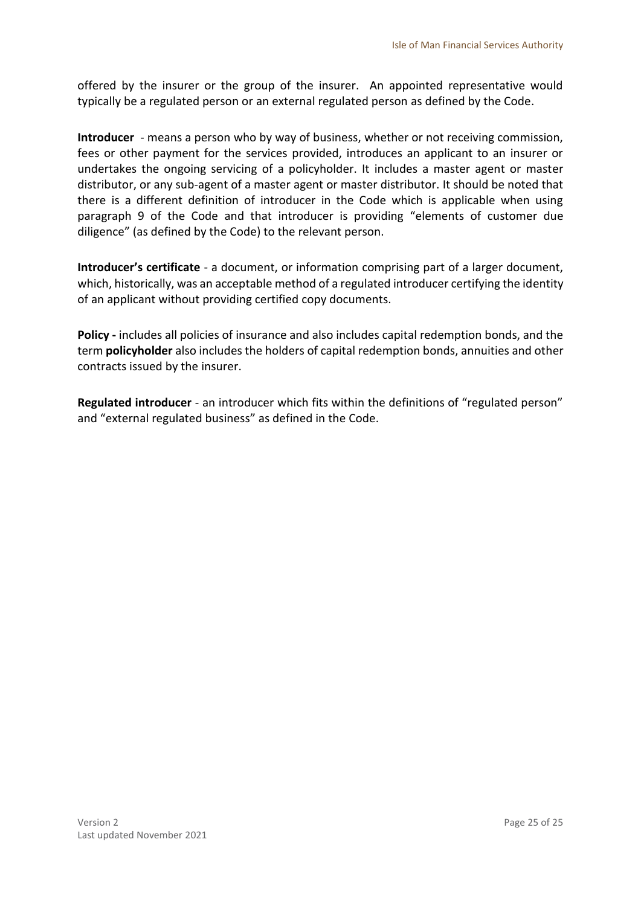offered by the insurer or the group of the insurer. An appointed representative would typically be a regulated person or an external regulated person as defined by the Code.

**Introducer** - means a person who by way of business, whether or not receiving commission, fees or other payment for the services provided, introduces an applicant to an insurer or undertakes the ongoing servicing of a policyholder. It includes a master agent or master distributor, or any sub-agent of a master agent or master distributor. It should be noted that there is a different definition of introducer in the Code which is applicable when using paragraph 9 of the Code and that introducer is providing "elements of customer due diligence" (as defined by the Code) to the relevant person.

**Introducer's certificate** - a document, or information comprising part of a larger document, which, historically, was an acceptable method of a regulated introducer certifying the identity of an applicant without providing certified copy documents.

**Policy -** includes all policies of insurance and also includes capital redemption bonds, and the term **policyholder** also includes the holders of capital redemption bonds, annuities and other contracts issued by the insurer.

**Regulated introducer** - an introducer which fits within the definitions of "regulated person" and "external regulated business" as defined in the Code.